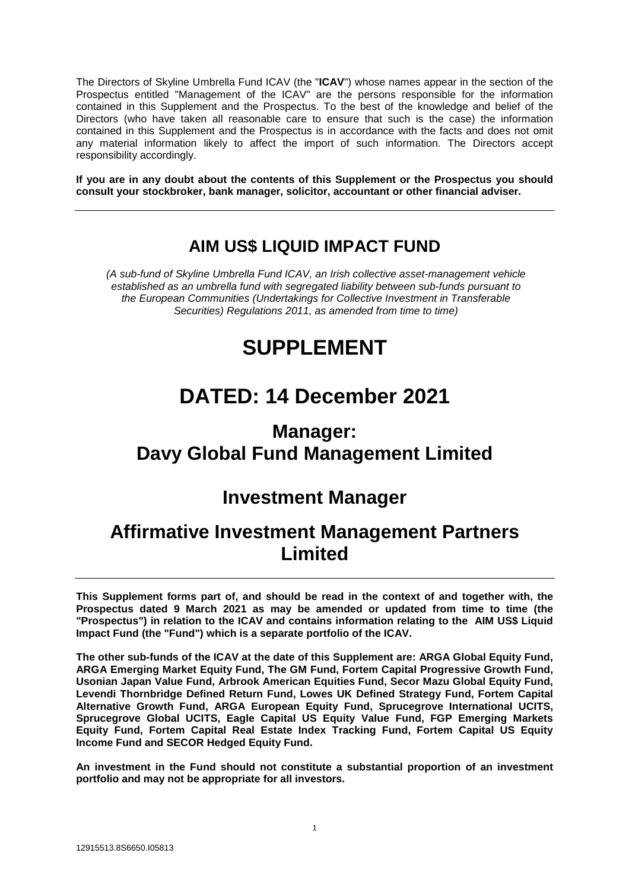The Directors of Skyline Umbrella Fund ICAV (the "**ICAV**") whose names appear in the section of the Prospectus entitled "Management of the ICAV" are the persons responsible for the information contained in this Supplement and the Prospectus. To the best of the knowledge and belief of the Directors (who have taken all reasonable care to ensure that such is the case) the information contained in this Supplement and the Prospectus is in accordance with the facts and does not omit any material information likely to affect the import of such information. The Directors accept responsibility accordingly.

**If you are in any doubt about the contents of this Supplement or the Prospectus you should consult your stockbroker, bank manager, solicitor, accountant or other financial adviser.**

---

## AIM US$ LIQUID IMPACT FUND

*(A sub-fund of Skyline Umbrella Fund ICAV, an Irish collective asset-management vehicle established as an umbrella fund with segregated liability between sub-funds pursuant to the European Communities (Undertakings for Collective Investment in Transferable Securities) Regulations 2011, as amended from time to time)*

# SUPPLEMENT

# DATED: 14 December 2021

## Manager:
## Davy Global Fund Management Limited

## Investment Manager

## Affirmative Investment Management Partners Limited

---

**This Supplement forms part of, and should be read in the context of and together with, the Prospectus dated 9 March 2021 as may be amended or updated from time to time (the "Prospectus") in relation to the ICAV and contains information relating to the AIM US$ Liquid Impact Fund (the "Fund") which is a separate portfolio of the ICAV.**

**The other sub-funds of the ICAV at the date of this Supplement are: ARGA Global Equity Fund, ARGA Emerging Market Equity Fund, The GM Fund, Fortem Capital Progressive Growth Fund, Usonian Japan Value Fund, Arbrook American Equities Fund, Secor Mazu Global Equity Fund, Levendi Thornbridge Defined Return Fund, Lowes UK Defined Strategy Fund, Fortem Capital Alternative Growth Fund, ARGA European Equity Fund, Sprucegrove International UCITS, Sprucegrove Global UCITS, Eagle Capital US Equity Value Fund, FGP Emerging Markets Equity Fund, Fortem Capital Real Estate Index Tracking Fund, Fortem Capital US Equity Income Fund and SECOR Hedged Equity Fund.**

**An investment in the Fund should not constitute a substantial proportion of an investment portfolio and may not be appropriate for all investors.**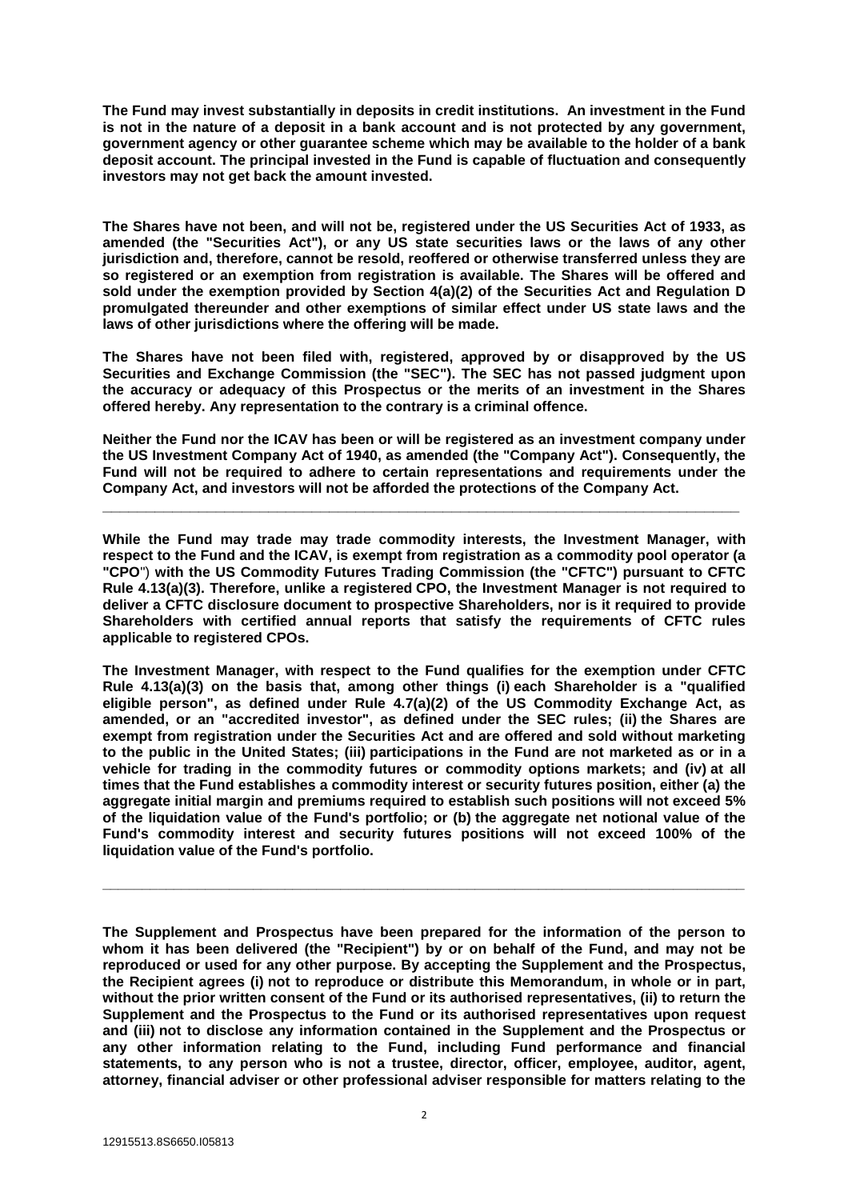**The Fund may invest substantially in deposits in credit institutions. An investment in the Fund is not in the nature of a deposit in a bank account and is not protected by any government, government agency or other guarantee scheme which may be available to the holder of a bank deposit account. The principal invested in the Fund is capable of fluctuation and consequently investors may not get back the amount invested.**

**The Shares have not been, and will not be, registered under the US Securities Act of 1933, as amended (the "Securities Act"), or any US state securities laws or the laws of any other jurisdiction and, therefore, cannot be resold, reoffered or otherwise transferred unless they are so registered or an exemption from registration is available. The Shares will be offered and sold under the exemption provided by Section 4(a)(2) of the Securities Act and Regulation D promulgated thereunder and other exemptions of similar effect under US state laws and the laws of other jurisdictions where the offering will be made.**

**The Shares have not been filed with, registered, approved by or disapproved by the US Securities and Exchange Commission (the "SEC"). The SEC has not passed judgment upon the accuracy or adequacy of this Prospectus or the merits of an investment in the Shares offered hereby. Any representation to the contrary is a criminal offence.**

**Neither the Fund nor the ICAV has been or will be registered as an investment company under the US Investment Company Act of 1940, as amended (the "Company Act"). Consequently, the Fund will not be required to adhere to certain representations and requirements under the Company Act, and investors will not be afforded the protections of the Company Act.**

---

**While the Fund may trade may trade commodity interests, the Investment Manager, with respect to the Fund and the ICAV, is exempt from registration as a commodity pool operator (a "CPO") with the US Commodity Futures Trading Commission (the "CFTC") pursuant to CFTC Rule 4.13(a)(3). Therefore, unlike a registered CPO, the Investment Manager is not required to deliver a CFTC disclosure document to prospective Shareholders, nor is it required to provide Shareholders with certified annual reports that satisfy the requirements of CFTC rules applicable to registered CPOs.**

**The Investment Manager, with respect to the Fund qualifies for the exemption under CFTC Rule 4.13(a)(3) on the basis that, among other things (i) each Shareholder is a "qualified eligible person", as defined under Rule 4.7(a)(2) of the US Commodity Exchange Act, as amended, or an "accredited investor", as defined under the SEC rules; (ii) the Shares are exempt from registration under the Securities Act and are offered and sold without marketing to the public in the United States; (iii) participations in the Fund are not marketed as or in a vehicle for trading in the commodity futures or commodity options markets; and (iv) at all times that the Fund establishes a commodity interest or security futures position, either (a) the aggregate initial margin and premiums required to establish such positions will not exceed 5% of the liquidation value of the Fund's portfolio; or (b) the aggregate net notional value of the Fund's commodity interest and security futures positions will not exceed 100% of the liquidation value of the Fund's portfolio.**

---

**The Supplement and Prospectus have been prepared for the information of the person to whom it has been delivered (the "Recipient") by or on behalf of the Fund, and may not be reproduced or used for any other purpose. By accepting the Supplement and the Prospectus, the Recipient agrees (i) not to reproduce or distribute this Memorandum, in whole or in part, without the prior written consent of the Fund or its authorised representatives, (ii) to return the Supplement and the Prospectus to the Fund or its authorised representatives upon request and (iii) not to disclose any information contained in the Supplement and the Prospectus or any other information relating to the Fund, including Fund performance and financial statements, to any person who is not a trustee, director, officer, employee, auditor, agent, attorney, financial adviser or other professional adviser responsible for matters relating to the**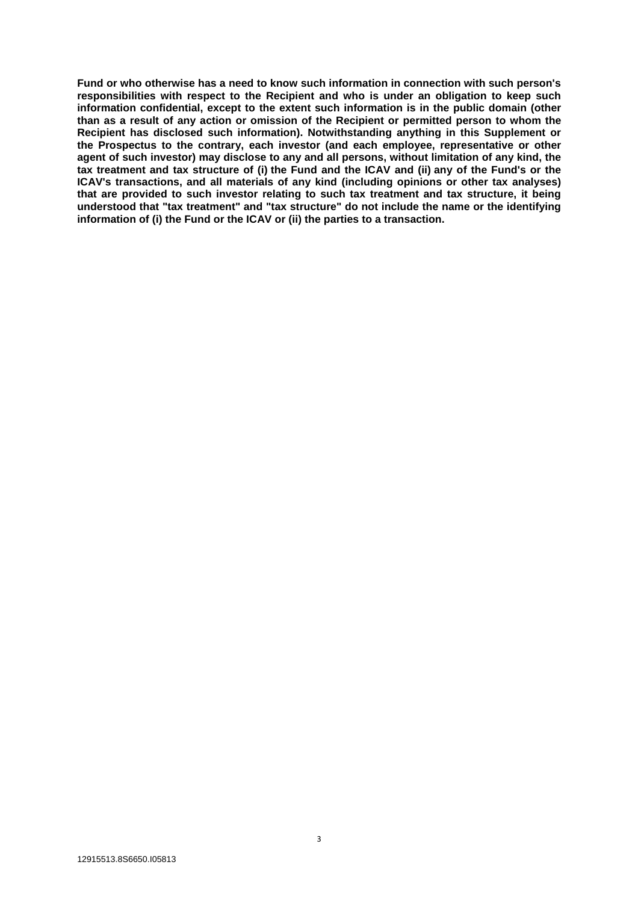**Fund or who otherwise has a need to know such information in connection with such person's responsibilities with respect to the Recipient and who is under an obligation to keep such information confidential, except to the extent such information is in the public domain (other than as a result of any action or omission of the Recipient or permitted person to whom the Recipient has disclosed such information). Notwithstanding anything in this Supplement or the Prospectus to the contrary, each investor (and each employee, representative or other agent of such investor) may disclose to any and all persons, without limitation of any kind, the tax treatment and tax structure of (i) the Fund and the ICAV and (ii) any of the Fund's or the ICAV's transactions, and all materials of any kind (including opinions or other tax analyses) that are provided to such investor relating to such tax treatment and tax structure, it being understood that "tax treatment" and "tax structure" do not include the name or the identifying information of (i) the Fund or the ICAV or (ii) the parties to a transaction.**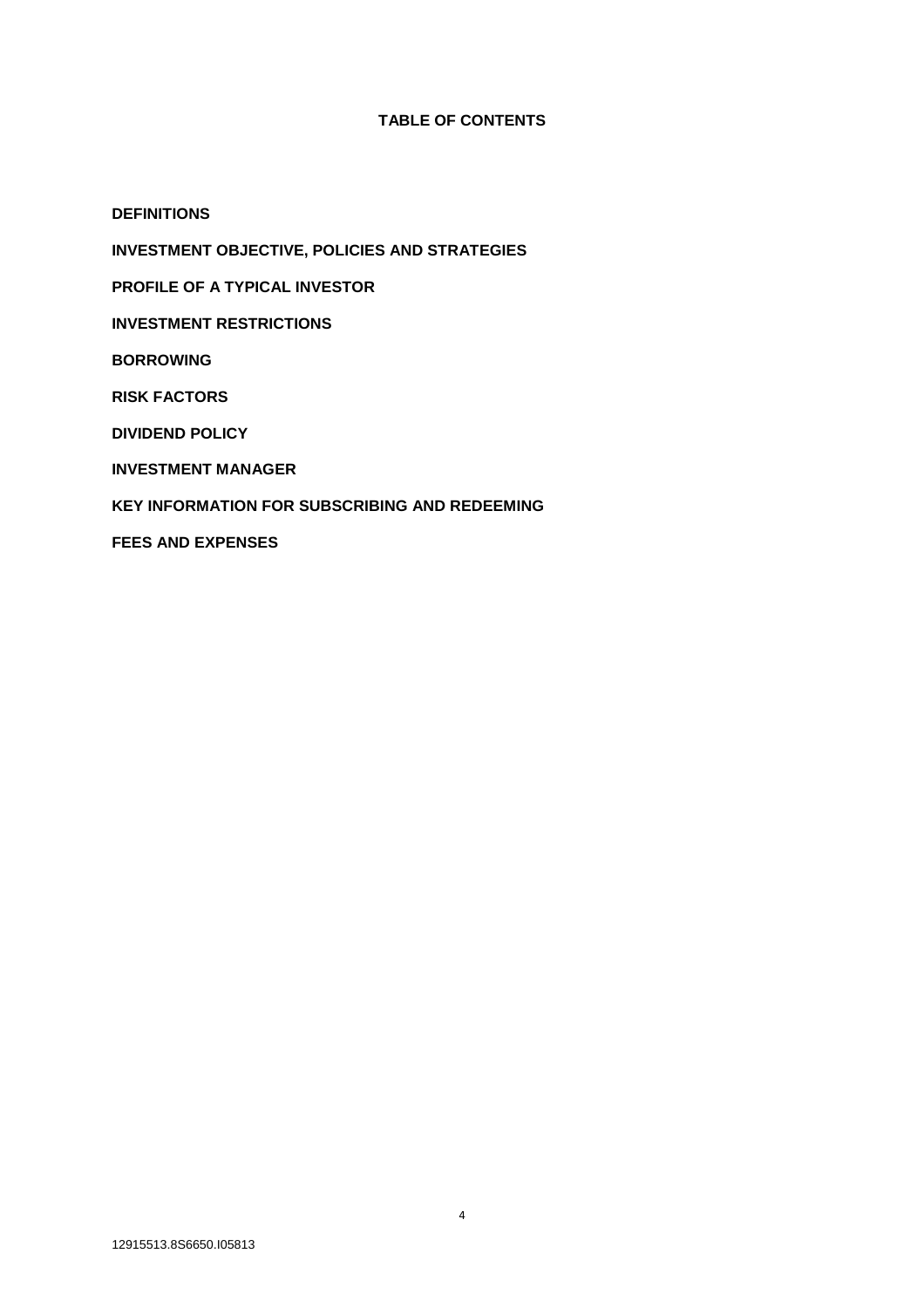# TABLE OF CONTENTS

**DEFINITIONS**

**INVESTMENT OBJECTIVE, POLICIES AND STRATEGIES**

**PROFILE OF A TYPICAL INVESTOR**

**INVESTMENT RESTRICTIONS**

**BORROWING**

**RISK FACTORS**

**DIVIDEND POLICY**

**INVESTMENT MANAGER**

**KEY INFORMATION FOR SUBSCRIBING AND REDEEMING**

**FEES AND EXPENSES**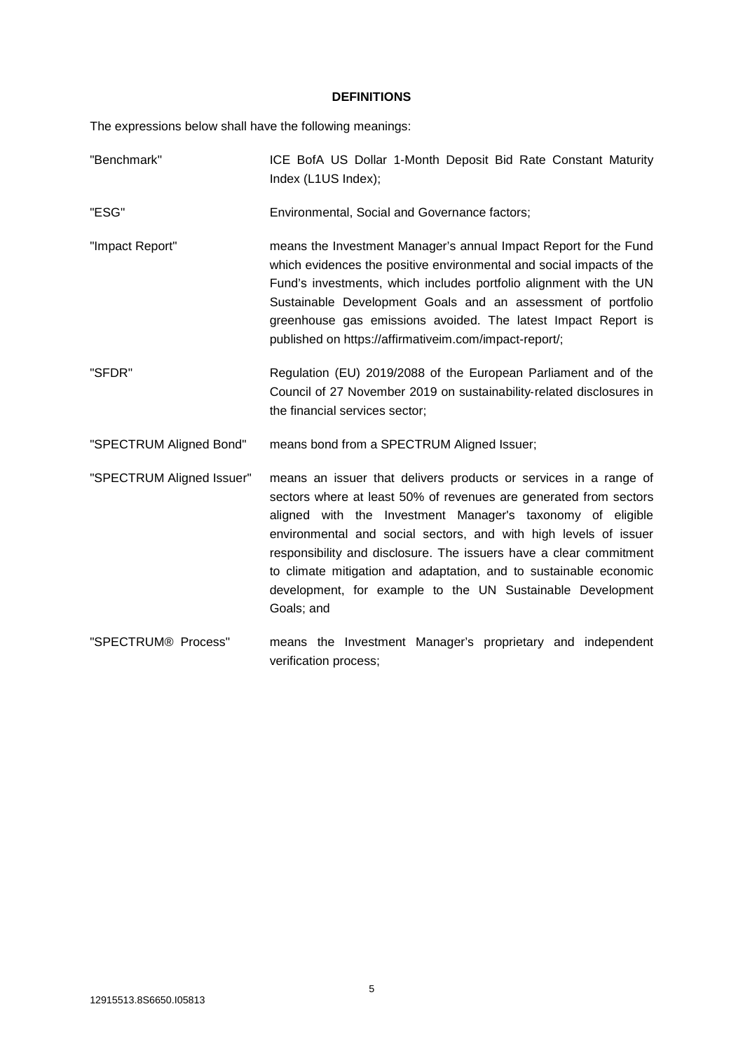## DEFINITIONS

The expressions below shall have the following meanings:

| | |
|---|---|
| "Benchmark" | ICE BofA US Dollar 1-Month Deposit Bid Rate Constant Maturity Index (L1US Index); |
| "ESG" | Environmental, Social and Governance factors; |
| "Impact Report" | means the Investment Manager's annual Impact Report for the Fund which evidences the positive environmental and social impacts of the Fund's investments, which includes portfolio alignment with the UN Sustainable Development Goals and an assessment of portfolio greenhouse gas emissions avoided. The latest Impact Report is published on https://affirmativeim.com/impact-report/; |
| "SFDR" | Regulation (EU) 2019/2088 of the European Parliament and of the Council of 27 November 2019 on sustainability-related disclosures in the financial services sector; |
| "SPECTRUM Aligned Bond" | means bond from a SPECTRUM Aligned Issuer; |
| "SPECTRUM Aligned Issuer" | means an issuer that delivers products or services in a range of sectors where at least 50% of revenues are generated from sectors aligned with the Investment Manager's taxonomy of eligible environmental and social sectors, and with high levels of issuer responsibility and disclosure. The issuers have a clear commitment to climate mitigation and adaptation, and to sustainable economic development, for example to the UN Sustainable Development Goals; and |
| "SPECTRUM® Process" | means the Investment Manager's proprietary and independent verification process; |

12915513.8S6650.I05813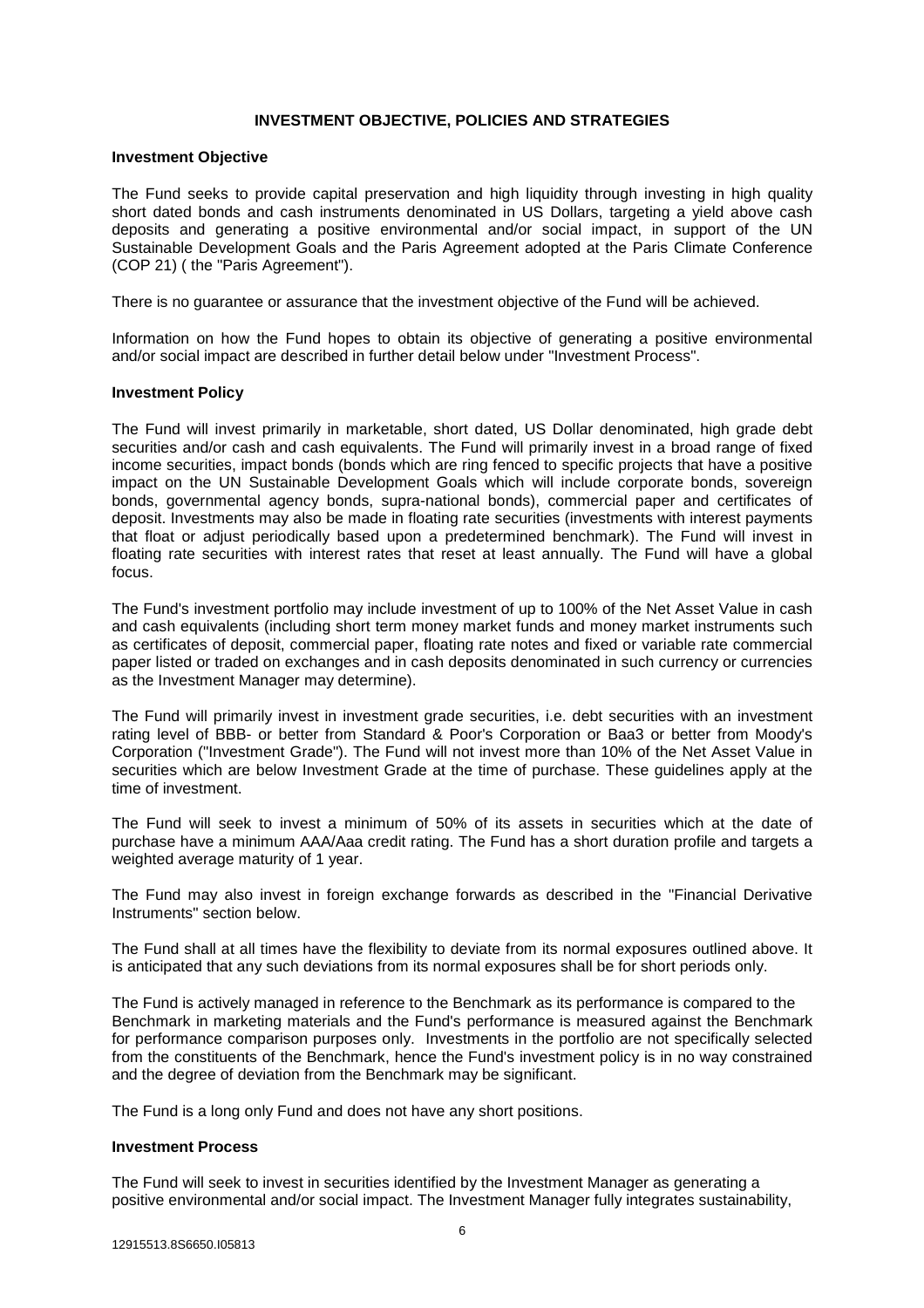## INVESTMENT OBJECTIVE, POLICIES AND STRATEGIES

### Investment Objective

The Fund seeks to provide capital preservation and high liquidity through investing in high quality short dated bonds and cash instruments denominated in US Dollars, targeting a yield above cash deposits and generating a positive environmental and/or social impact, in support of the UN Sustainable Development Goals and the Paris Agreement adopted at the Paris Climate Conference (COP 21) ( the "Paris Agreement").

There is no guarantee or assurance that the investment objective of the Fund will be achieved.

Information on how the Fund hopes to obtain its objective of generating a positive environmental and/or social impact are described in further detail below under "Investment Process".

### Investment Policy

The Fund will invest primarily in marketable, short dated, US Dollar denominated, high grade debt securities and/or cash and cash equivalents. The Fund will primarily invest in a broad range of fixed income securities, impact bonds (bonds which are ring fenced to specific projects that have a positive impact on the UN Sustainable Development Goals which will include corporate bonds, sovereign bonds, governmental agency bonds, supra-national bonds), commercial paper and certificates of deposit. Investments may also be made in floating rate securities (investments with interest payments that float or adjust periodically based upon a predetermined benchmark). The Fund will invest in floating rate securities with interest rates that reset at least annually. The Fund will have a global focus.

The Fund's investment portfolio may include investment of up to 100% of the Net Asset Value in cash and cash equivalents (including short term money market funds and money market instruments such as certificates of deposit, commercial paper, floating rate notes and fixed or variable rate commercial paper listed or traded on exchanges and in cash deposits denominated in such currency or currencies as the Investment Manager may determine).

The Fund will primarily invest in investment grade securities, i.e. debt securities with an investment rating level of BBB- or better from Standard & Poor's Corporation or Baa3 or better from Moody's Corporation ("Investment Grade"). The Fund will not invest more than 10% of the Net Asset Value in securities which are below Investment Grade at the time of purchase. These guidelines apply at the time of investment.

The Fund will seek to invest a minimum of 50% of its assets in securities which at the date of purchase have a minimum AAA/Aaa credit rating. The Fund has a short duration profile and targets a weighted average maturity of 1 year.

The Fund may also invest in foreign exchange forwards as described in the "Financial Derivative Instruments" section below.

The Fund shall at all times have the flexibility to deviate from its normal exposures outlined above. It is anticipated that any such deviations from its normal exposures shall be for short periods only.

The Fund is actively managed in reference to the Benchmark as its performance is compared to the Benchmark in marketing materials and the Fund's performance is measured against the Benchmark for performance comparison purposes only. Investments in the portfolio are not specifically selected from the constituents of the Benchmark, hence the Fund's investment policy is in no way constrained and the degree of deviation from the Benchmark may be significant.

The Fund is a long only Fund and does not have any short positions.

### Investment Process

The Fund will seek to invest in securities identified by the Investment Manager as generating a positive environmental and/or social impact. The Investment Manager fully integrates sustainability,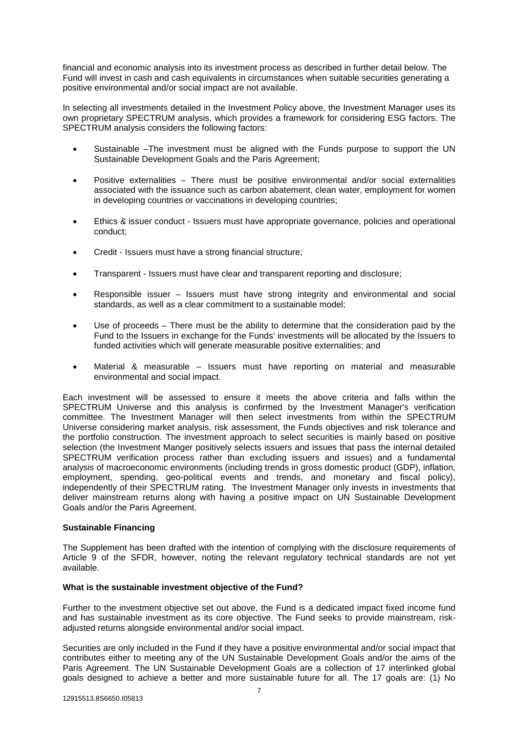financial and economic analysis into its investment process as described in further detail below. The Fund will invest in cash and cash equivalents in circumstances when suitable securities generating a positive environmental and/or social impact are not available.

In selecting all investments detailed in the Investment Policy above, the Investment Manager uses its own proprietary SPECTRUM analysis, which provides a framework for considering ESG factors. The SPECTRUM analysis considers the following factors:

- Sustainable –The investment must be aligned with the Funds purpose to support the UN Sustainable Development Goals and the Paris Agreement;
- Positive externalities – There must be positive environmental and/or social externalities associated with the issuance such as carbon abatement, clean water, employment for women in developing countries or vaccinations in developing countries;
- Ethics & issuer conduct - Issuers must have appropriate governance, policies and operational conduct;
- Credit - Issuers must have a strong financial structure;
- Transparent - Issuers must have clear and transparent reporting and disclosure;
- Responsible issuer – Issuers must have strong integrity and environmental and social standards, as well as a clear commitment to a sustainable model;
- Use of proceeds – There must be the ability to determine that the consideration paid by the Fund to the Issuers in exchange for the Funds' investments will be allocated by the Issuers to funded activities which will generate measurable positive externalities; and
- Material & measurable – Issuers must have reporting on material and measurable environmental and social impact.

Each investment will be assessed to ensure it meets the above criteria and falls within the SPECTRUM Universe and this analysis is confirmed by the Investment Manager's verification committee. The Investment Manager will then select investments from within the SPECTRUM Universe considering market analysis, risk assessment, the Funds objectives and risk tolerance and the portfolio construction. The investment approach to select securities is mainly based on positive selection (the Investment Manger positively selects issuers and issues that pass the internal detailed SPECTRUM verification process rather than excluding issuers and issues) and a fundamental analysis of macroeconomic environments (including trends in gross domestic product (GDP), inflation, employment, spending, geo-political events and trends, and monetary and fiscal policy), independently of their SPECTRUM rating. The Investment Manager only invests in investments that deliver mainstream returns along with having a positive impact on UN Sustainable Development Goals and/or the Paris Agreement.

**Sustainable Financing**

The Supplement has been drafted with the intention of complying with the disclosure requirements of Article 9 of the SFDR, however, noting the relevant regulatory technical standards are not yet available.

**What is the sustainable investment objective of the Fund?**

Further to the investment objective set out above, the Fund is a dedicated impact fixed income fund and has sustainable investment as its core objective. The Fund seeks to provide mainstream, risk-adjusted returns alongside environmental and/or social impact.

Securities are only included in the Fund if they have a positive environmental and/or social impact that contributes either to meeting any of the UN Sustainable Development Goals and/or the aims of the Paris Agreement. The UN Sustainable Development Goals are a collection of 17 interlinked global goals designed to achieve a better and more sustainable future for all. The 17 goals are: (1) No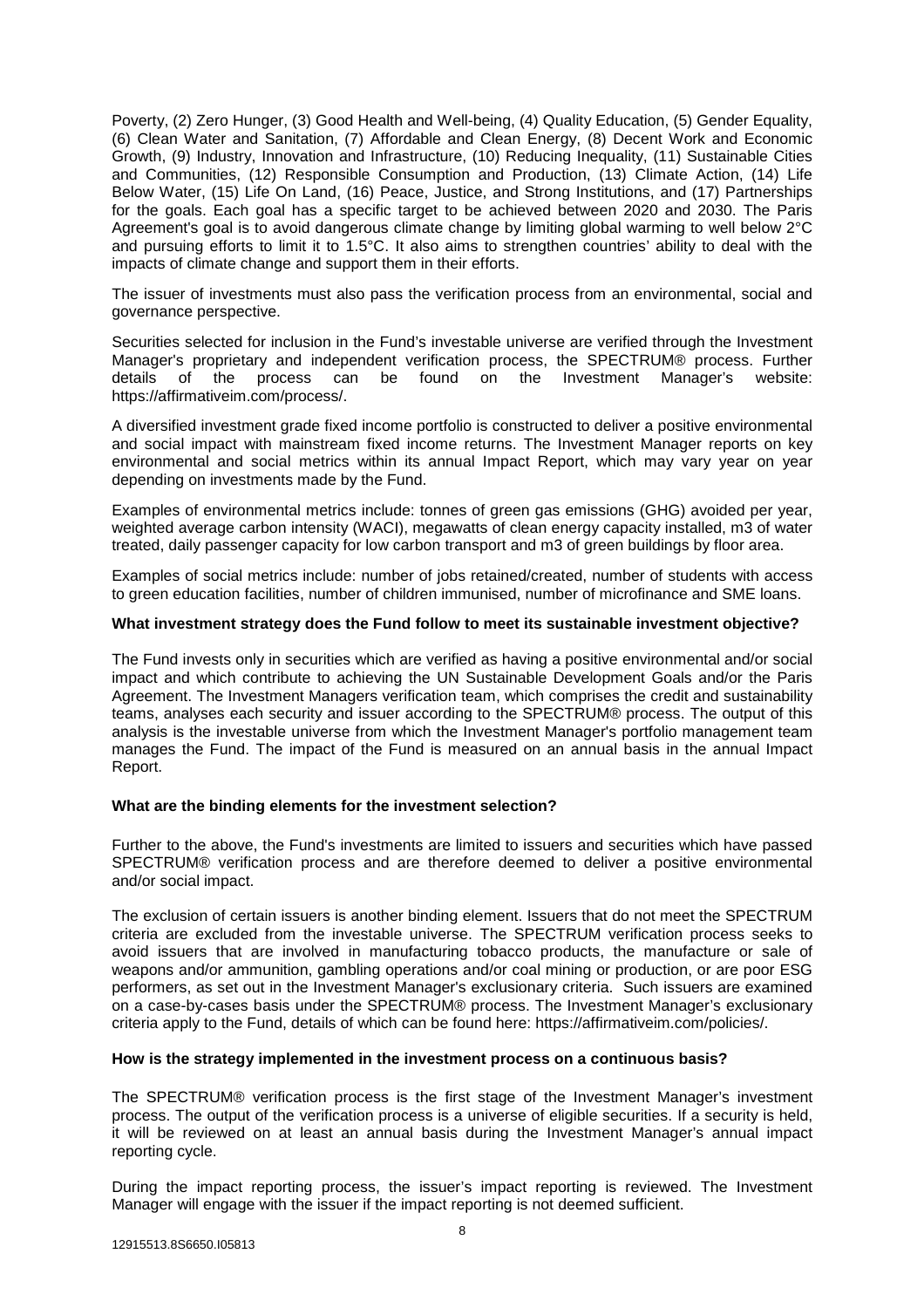Poverty, (2) Zero Hunger, (3) Good Health and Well-being, (4) Quality Education, (5) Gender Equality, (6) Clean Water and Sanitation, (7) Affordable and Clean Energy, (8) Decent Work and Economic Growth, (9) Industry, Innovation and Infrastructure, (10) Reducing Inequality, (11) Sustainable Cities and Communities, (12) Responsible Consumption and Production, (13) Climate Action, (14) Life Below Water, (15) Life On Land, (16) Peace, Justice, and Strong Institutions, and (17) Partnerships for the goals. Each goal has a specific target to be achieved between 2020 and 2030. The Paris Agreement's goal is to avoid dangerous climate change by limiting global warming to well below 2°C and pursuing efforts to limit it to 1.5°C. It also aims to strengthen countries' ability to deal with the impacts of climate change and support them in their efforts.

The issuer of investments must also pass the verification process from an environmental, social and governance perspective.

Securities selected for inclusion in the Fund's investable universe are verified through the Investment Manager's proprietary and independent verification process, the SPECTRUM® process. Further details of the process can be found on the Investment Manager's website: https://affirmativeim.com/process/.

A diversified investment grade fixed income portfolio is constructed to deliver a positive environmental and social impact with mainstream fixed income returns. The Investment Manager reports on key environmental and social metrics within its annual Impact Report, which may vary year on year depending on investments made by the Fund.

Examples of environmental metrics include: tonnes of green gas emissions (GHG) avoided per year, weighted average carbon intensity (WACI), megawatts of clean energy capacity installed, m3 of water treated, daily passenger capacity for low carbon transport and m3 of green buildings by floor area.

Examples of social metrics include: number of jobs retained/created, number of students with access to green education facilities, number of children immunised, number of microfinance and SME loans.

**What investment strategy does the Fund follow to meet its sustainable investment objective?**

The Fund invests only in securities which are verified as having a positive environmental and/or social impact and which contribute to achieving the UN Sustainable Development Goals and/or the Paris Agreement. The Investment Managers verification team, which comprises the credit and sustainability teams, analyses each security and issuer according to the SPECTRUM® process. The output of this analysis is the investable universe from which the Investment Manager's portfolio management team manages the Fund. The impact of the Fund is measured on an annual basis in the annual Impact Report.

**What are the binding elements for the investment selection?**

Further to the above, the Fund's investments are limited to issuers and securities which have passed SPECTRUM® verification process and are therefore deemed to deliver a positive environmental and/or social impact.

The exclusion of certain issuers is another binding element. Issuers that do not meet the SPECTRUM criteria are excluded from the investable universe. The SPECTRUM verification process seeks to avoid issuers that are involved in manufacturing tobacco products, the manufacture or sale of weapons and/or ammunition, gambling operations and/or coal mining or production, or are poor ESG performers, as set out in the Investment Manager's exclusionary criteria. Such issuers are examined on a case-by-cases basis under the SPECTRUM® process. The Investment Manager's exclusionary criteria apply to the Fund, details of which can be found here: https://affirmativeim.com/policies/.

**How is the strategy implemented in the investment process on a continuous basis?**

The SPECTRUM® verification process is the first stage of the Investment Manager's investment process. The output of the verification process is a universe of eligible securities. If a security is held, it will be reviewed on at least an annual basis during the Investment Manager's annual impact reporting cycle.

During the impact reporting process, the issuer's impact reporting is reviewed. The Investment Manager will engage with the issuer if the impact reporting is not deemed sufficient.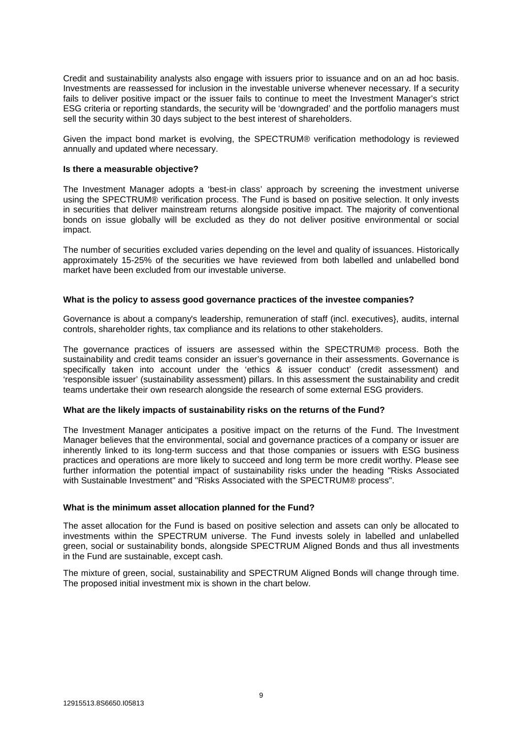Credit and sustainability analysts also engage with issuers prior to issuance and on an ad hoc basis. Investments are reassessed for inclusion in the investable universe whenever necessary. If a security fails to deliver positive impact or the issuer fails to continue to meet the Investment Manager's strict ESG criteria or reporting standards, the security will be 'downgraded' and the portfolio managers must sell the security within 30 days subject to the best interest of shareholders.

Given the impact bond market is evolving, the SPECTRUM® verification methodology is reviewed annually and updated where necessary.

**Is there a measurable objective?**

The Investment Manager adopts a 'best-in class' approach by screening the investment universe using the SPECTRUM® verification process. The Fund is based on positive selection. It only invests in securities that deliver mainstream returns alongside positive impact. The majority of conventional bonds on issue globally will be excluded as they do not deliver positive environmental or social impact.

The number of securities excluded varies depending on the level and quality of issuances. Historically approximately 15-25% of the securities we have reviewed from both labelled and unlabelled bond market have been excluded from our investable universe.

**What is the policy to assess good governance practices of the investee companies?**

Governance is about a company's leadership, remuneration of staff (incl. executives}, audits, internal controls, shareholder rights, tax compliance and its relations to other stakeholders.

The governance practices of issuers are assessed within the SPECTRUM® process. Both the sustainability and credit teams consider an issuer's governance in their assessments. Governance is specifically taken into account under the 'ethics & issuer conduct' (credit assessment) and 'responsible issuer' (sustainability assessment) pillars. In this assessment the sustainability and credit teams undertake their own research alongside the research of some external ESG providers.

**What are the likely impacts of sustainability risks on the returns of the Fund?**

The Investment Manager anticipates a positive impact on the returns of the Fund. The Investment Manager believes that the environmental, social and governance practices of a company or issuer are inherently linked to its long-term success and that those companies or issuers with ESG business practices and operations are more likely to succeed and long term be more credit worthy. Please see further information the potential impact of sustainability risks under the heading "Risks Associated with Sustainable Investment" and "Risks Associated with the SPECTRUM® process".

**What is the minimum asset allocation planned for the Fund?**

The asset allocation for the Fund is based on positive selection and assets can only be allocated to investments within the SPECTRUM universe. The Fund invests solely in labelled and unlabelled green, social or sustainability bonds, alongside SPECTRUM Aligned Bonds and thus all investments in the Fund are sustainable, except cash.

The mixture of green, social, sustainability and SPECTRUM Aligned Bonds will change through time. The proposed initial investment mix is shown in the chart below.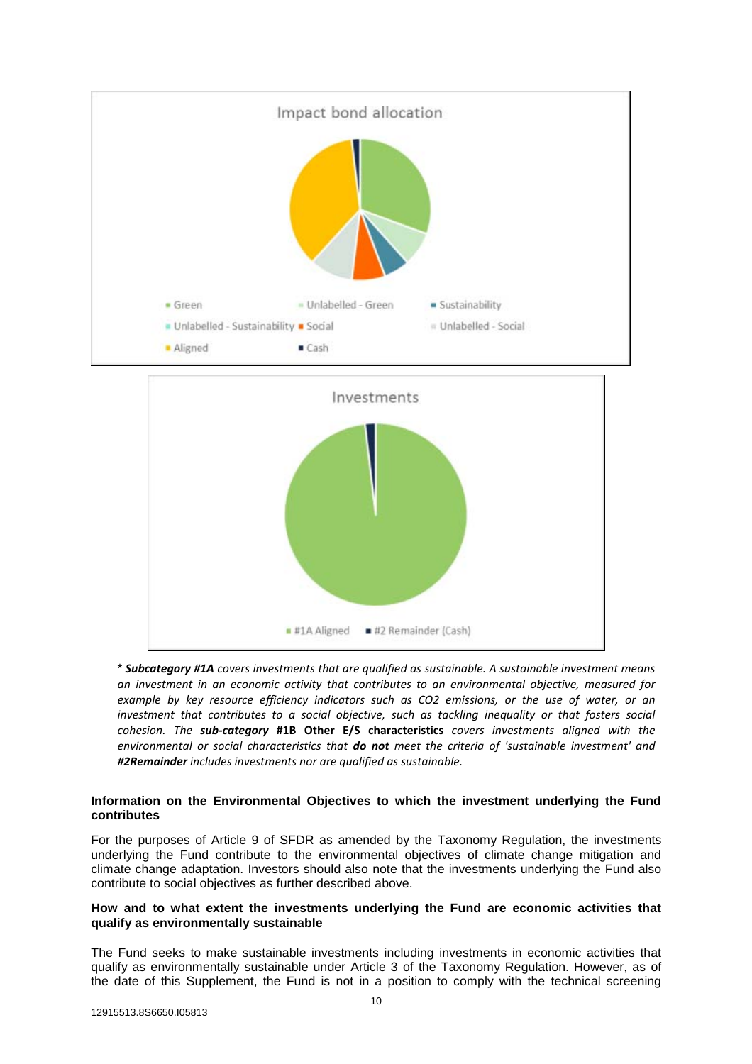Impact bond allocation

- Green
- Unlabelled - Green
- Sustainability
- Unlabelled - Sustainability
- Social
- Unlabelled - Social
- Aligned
- Cash

Investments

- #1A Aligned
- #2 Remainder (Cash)

\* ***Subcategory #1A*** *covers investments that are qualified as sustainable. A sustainable investment means an investment in an economic activity that contributes to an environmental objective, measured for example by key resource efficiency indicators such as CO2 emissions, or the use of water, or an investment that contributes to a social objective, such as tackling inequality or that fosters social cohesion. The* ***sub-category*** **#1B Other E/S characteristics** *covers investments aligned with the environmental or social characteristics that* ***do not*** *meet the criteria of 'sustainable investment' and* ***#2Remainder*** *includes investments nor are qualified as sustainable.*

**Information on the Environmental Objectives to which the investment underlying the Fund contributes**

For the purposes of Article 9 of SFDR as amended by the Taxonomy Regulation, the investments underlying the Fund contribute to the environmental objectives of climate change mitigation and climate change adaptation. Investors should also note that the investments underlying the Fund also contribute to social objectives as further described above.

**How and to what extent the investments underlying the Fund are economic activities that qualify as environmentally sustainable**

The Fund seeks to make sustainable investments including investments in economic activities that qualify as environmentally sustainable under Article 3 of the Taxonomy Regulation. However, as of the date of this Supplement, the Fund is not in a position to comply with the technical screening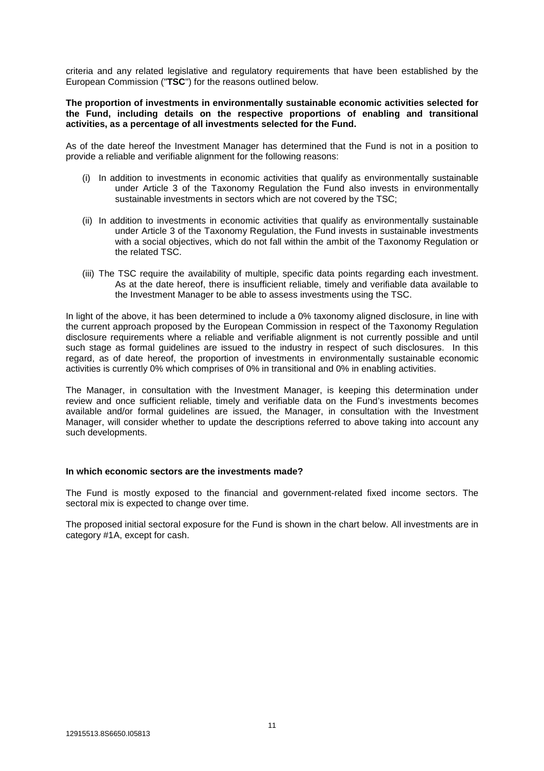criteria and any related legislative and regulatory requirements that have been established by the European Commission ("**TSC**") for the reasons outlined below.

**The proportion of investments in environmentally sustainable economic activities selected for the Fund, including details on the respective proportions of enabling and transitional activities, as a percentage of all investments selected for the Fund.**

As of the date hereof the Investment Manager has determined that the Fund is not in a position to provide a reliable and verifiable alignment for the following reasons:

(i) In addition to investments in economic activities that qualify as environmentally sustainable under Article 3 of the Taxonomy Regulation the Fund also invests in environmentally sustainable investments in sectors which are not covered by the TSC;

(ii) In addition to investments in economic activities that qualify as environmentally sustainable under Article 3 of the Taxonomy Regulation, the Fund invests in sustainable investments with a social objectives, which do not fall within the ambit of the Taxonomy Regulation or the related TSC.

(iii) The TSC require the availability of multiple, specific data points regarding each investment. As at the date hereof, there is insufficient reliable, timely and verifiable data available to the Investment Manager to be able to assess investments using the TSC.

In light of the above, it has been determined to include a 0% taxonomy aligned disclosure, in line with the current approach proposed by the European Commission in respect of the Taxonomy Regulation disclosure requirements where a reliable and verifiable alignment is not currently possible and until such stage as formal guidelines are issued to the industry in respect of such disclosures. In this regard, as of date hereof, the proportion of investments in environmentally sustainable economic activities is currently 0% which comprises of 0% in transitional and 0% in enabling activities.

The Manager, in consultation with the Investment Manager, is keeping this determination under review and once sufficient reliable, timely and verifiable data on the Fund's investments becomes available and/or formal guidelines are issued, the Manager, in consultation with the Investment Manager, will consider whether to update the descriptions referred to above taking into account any such developments.

**In which economic sectors are the investments made?**

The Fund is mostly exposed to the financial and government-related fixed income sectors. The sectoral mix is expected to change over time.

The proposed initial sectoral exposure for the Fund is shown in the chart below. All investments are in category #1A, except for cash.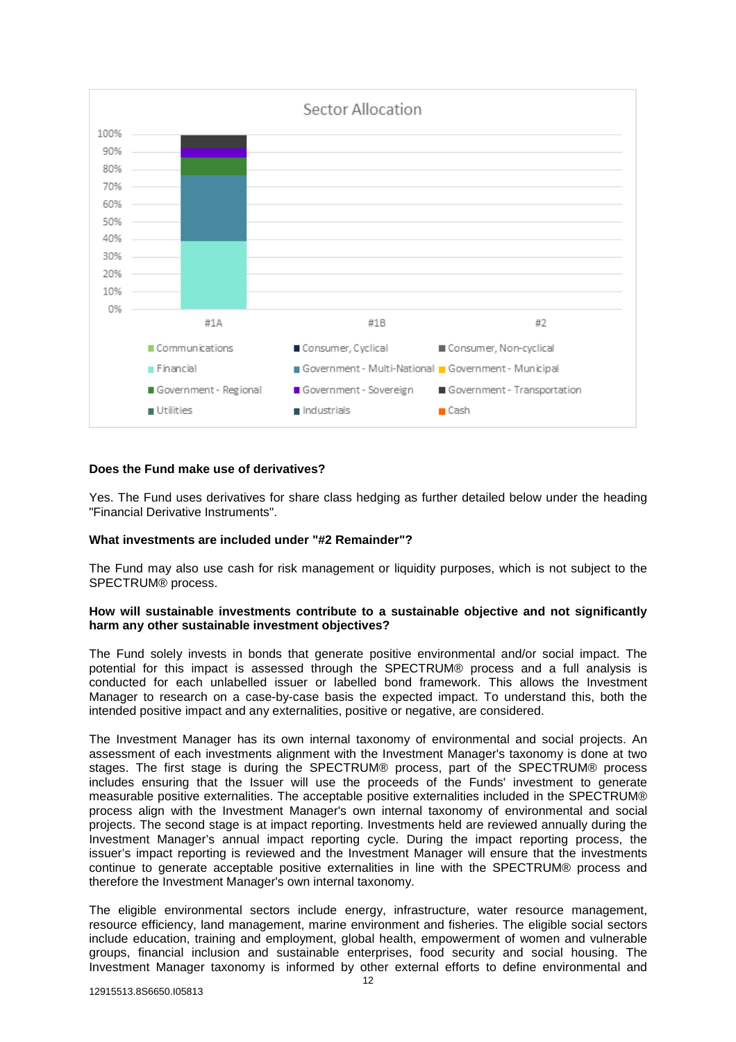Sector Allocation

| | Financial | Government - Multi-National | Government - Regional | Government - Sovereign | Government - Transportation |
|---|---|---|---|---|---|
| #1A | ~39% | ~38% | ~10% | ~5% | ~8% |
| #1B | | | | | |
| #2 | | | | | |

Legend: Communications, Consumer, Cyclical, Consumer, Non-cyclical, Financial, Government - Multi-National, Government - Municipal, Government - Regional, Government - Sovereign, Government - Transportation, Utilities, Industrials, Cash

**Does the Fund make use of derivatives?**

Yes. The Fund uses derivatives for share class hedging as further detailed below under the heading "Financial Derivative Instruments".

**What investments are included under "#2 Remainder"?**

The Fund may also use cash for risk management or liquidity purposes, which is not subject to the SPECTRUM® process.

**How will sustainable investments contribute to a sustainable objective and not significantly harm any other sustainable investment objectives?**

The Fund solely invests in bonds that generate positive environmental and/or social impact. The potential for this impact is assessed through the SPECTRUM® process and a full analysis is conducted for each unlabelled issuer or labelled bond framework. This allows the Investment Manager to research on a case-by-case basis the expected impact. To understand this, both the intended positive impact and any externalities, positive or negative, are considered.

The Investment Manager has its own internal taxonomy of environmental and social projects. An assessment of each investments alignment with the Investment Manager's taxonomy is done at two stages. The first stage is during the SPECTRUM® process, part of the SPECTRUM® process includes ensuring that the Issuer will use the proceeds of the Funds' investment to generate measurable positive externalities. The acceptable positive externalities included in the SPECTRUM® process align with the Investment Manager's own internal taxonomy of environmental and social projects. The second stage is at impact reporting. Investments held are reviewed annually during the Investment Manager's annual impact reporting cycle. During the impact reporting process, the issuer's impact reporting is reviewed and the Investment Manager will ensure that the investments continue to generate acceptable positive externalities in line with the SPECTRUM® process and therefore the Investment Manager's own internal taxonomy.

The eligible environmental sectors include energy, infrastructure, water resource management, resource efficiency, land management, marine environment and fisheries. The eligible social sectors include education, training and employment, global health, empowerment of women and vulnerable groups, financial inclusion and sustainable enterprises, food security and social housing. The Investment Manager taxonomy is informed by other external efforts to define environmental and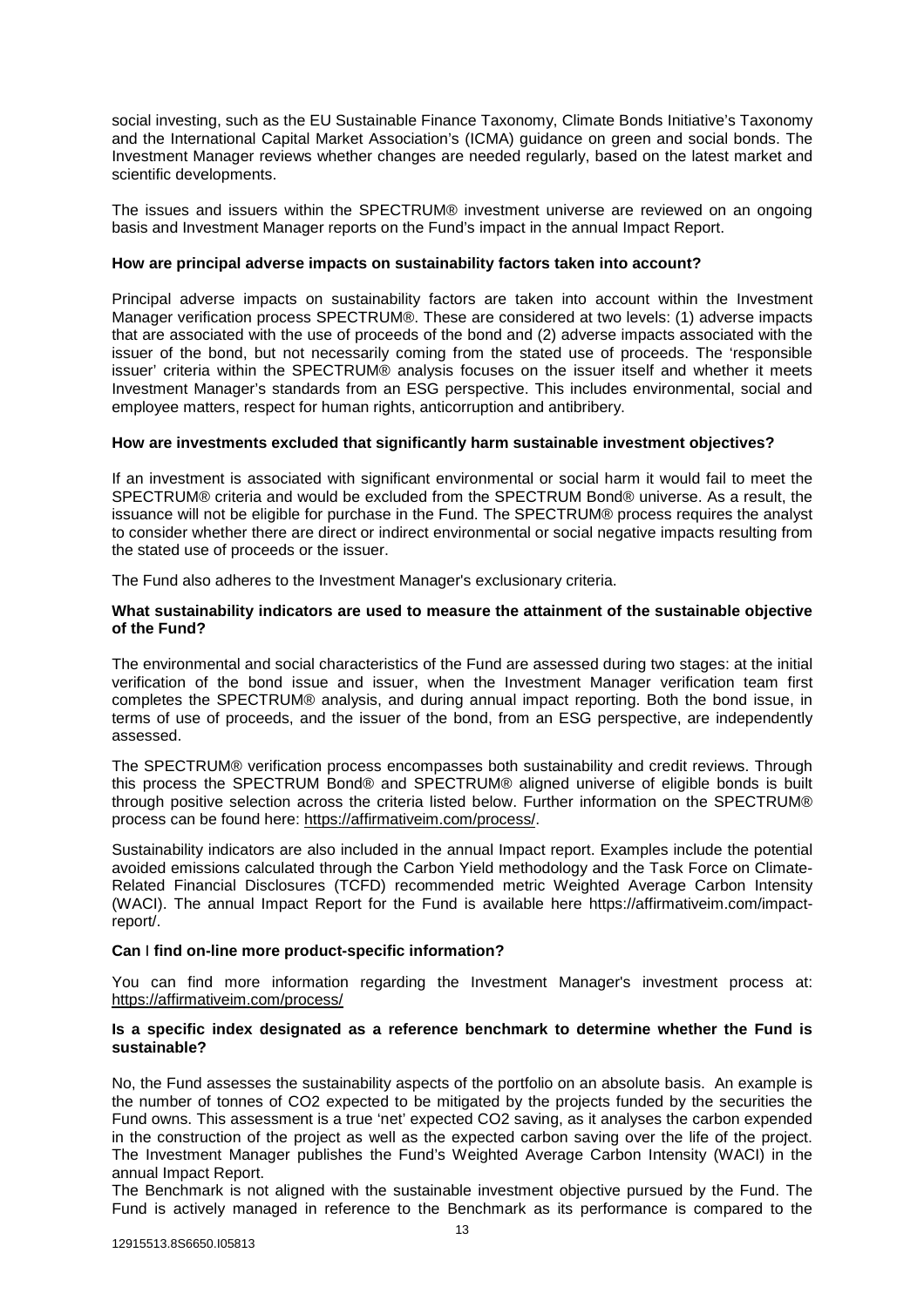social investing, such as the EU Sustainable Finance Taxonomy, Climate Bonds Initiative's Taxonomy and the International Capital Market Association's (ICMA) guidance on green and social bonds. The Investment Manager reviews whether changes are needed regularly, based on the latest market and scientific developments.

The issues and issuers within the SPECTRUM® investment universe are reviewed on an ongoing basis and Investment Manager reports on the Fund's impact in the annual Impact Report.

**How are principal adverse impacts on sustainability factors taken into account?**

Principal adverse impacts on sustainability factors are taken into account within the Investment Manager verification process SPECTRUM®. These are considered at two levels: (1) adverse impacts that are associated with the use of proceeds of the bond and (2) adverse impacts associated with the issuer of the bond, but not necessarily coming from the stated use of proceeds. The 'responsible issuer' criteria within the SPECTRUM® analysis focuses on the issuer itself and whether it meets Investment Manager's standards from an ESG perspective. This includes environmental, social and employee matters, respect for human rights, anticorruption and antibribery.

**How are investments excluded that significantly harm sustainable investment objectives?**

If an investment is associated with significant environmental or social harm it would fail to meet the SPECTRUM® criteria and would be excluded from the SPECTRUM Bond® universe. As a result, the issuance will not be eligible for purchase in the Fund. The SPECTRUM® process requires the analyst to consider whether there are direct or indirect environmental or social negative impacts resulting from the stated use of proceeds or the issuer.

The Fund also adheres to the Investment Manager's exclusionary criteria.

**What sustainability indicators are used to measure the attainment of the sustainable objective of the Fund?**

The environmental and social characteristics of the Fund are assessed during two stages: at the initial verification of the bond issue and issuer, when the Investment Manager verification team first completes the SPECTRUM® analysis, and during annual impact reporting. Both the bond issue, in terms of use of proceeds, and the issuer of the bond, from an ESG perspective, are independently assessed.

The SPECTRUM® verification process encompasses both sustainability and credit reviews. Through this process the SPECTRUM Bond® and SPECTRUM® aligned universe of eligible bonds is built through positive selection across the criteria listed below. Further information on the SPECTRUM® process can be found here: https://affirmativeim.com/process/.

Sustainability indicators are also included in the annual Impact report. Examples include the potential avoided emissions calculated through the Carbon Yield methodology and the Task Force on Climate-Related Financial Disclosures (TCFD) recommended metric Weighted Average Carbon Intensity (WACI). The annual Impact Report for the Fund is available here https://affirmativeim.com/impact-report/.

**Can I find on-line more product-specific information?**

You can find more information regarding the Investment Manager's investment process at: https://affirmativeim.com/process/

**Is a specific index designated as a reference benchmark to determine whether the Fund is sustainable?**

No, the Fund assesses the sustainability aspects of the portfolio on an absolute basis. An example is the number of tonnes of $CO_2$ expected to be mitigated by the projects funded by the securities the Fund owns. This assessment is a true 'net' expected $CO_2$ saving, as it analyses the carbon expended in the construction of the project as well as the expected carbon saving over the life of the project. The Investment Manager publishes the Fund's Weighted Average Carbon Intensity (WACI) in the annual Impact Report.

The Benchmark is not aligned with the sustainable investment objective pursued by the Fund. The Fund is actively managed in reference to the Benchmark as its performance is compared to the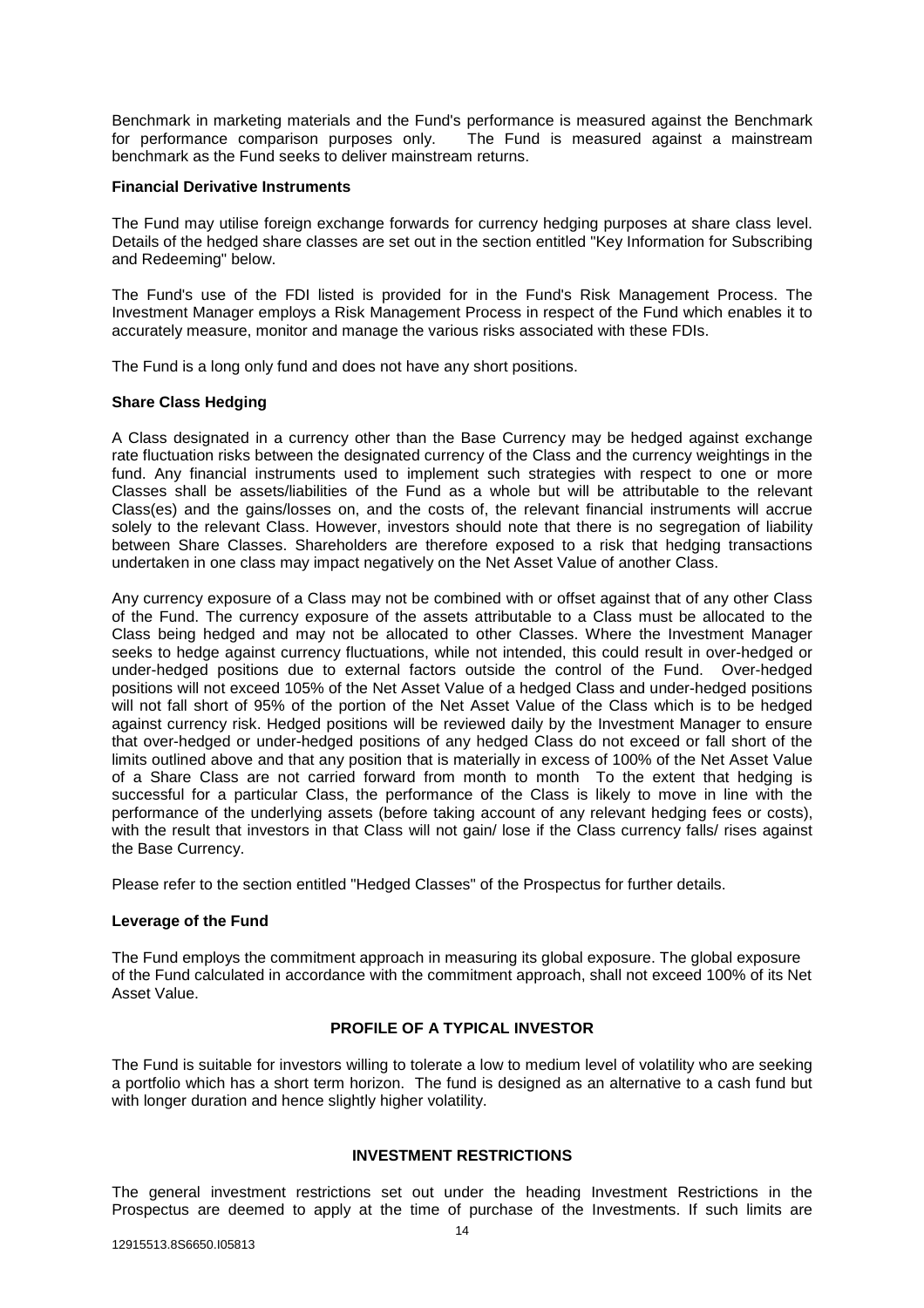Benchmark in marketing materials and the Fund's performance is measured against the Benchmark for performance comparison purposes only. The Fund is measured against a mainstream benchmark as the Fund seeks to deliver mainstream returns.

**Financial Derivative Instruments**

The Fund may utilise foreign exchange forwards for currency hedging purposes at share class level. Details of the hedged share classes are set out in the section entitled "Key Information for Subscribing and Redeeming" below.

The Fund's use of the FDI listed is provided for in the Fund's Risk Management Process. The Investment Manager employs a Risk Management Process in respect of the Fund which enables it to accurately measure, monitor and manage the various risks associated with these FDIs.

The Fund is a long only fund and does not have any short positions.

**Share Class Hedging**

A Class designated in a currency other than the Base Currency may be hedged against exchange rate fluctuation risks between the designated currency of the Class and the currency weightings in the fund. Any financial instruments used to implement such strategies with respect to one or more Classes shall be assets/liabilities of the Fund as a whole but will be attributable to the relevant Class(es) and the gains/losses on, and the costs of, the relevant financial instruments will accrue solely to the relevant Class. However, investors should note that there is no segregation of liability between Share Classes. Shareholders are therefore exposed to a risk that hedging transactions undertaken in one class may impact negatively on the Net Asset Value of another Class.

Any currency exposure of a Class may not be combined with or offset against that of any other Class of the Fund. The currency exposure of the assets attributable to a Class must be allocated to the Class being hedged and may not be allocated to other Classes. Where the Investment Manager seeks to hedge against currency fluctuations, while not intended, this could result in over-hedged or under-hedged positions due to external factors outside the control of the Fund. Over-hedged positions will not exceed 105% of the Net Asset Value of a hedged Class and under-hedged positions will not fall short of 95% of the portion of the Net Asset Value of the Class which is to be hedged against currency risk. Hedged positions will be reviewed daily by the Investment Manager to ensure that over-hedged or under-hedged positions of any hedged Class do not exceed or fall short of the limits outlined above and that any position that is materially in excess of 100% of the Net Asset Value of a Share Class are not carried forward from month to month To the extent that hedging is successful for a particular Class, the performance of the Class is likely to move in line with the performance of the underlying assets (before taking account of any relevant hedging fees or costs), with the result that investors in that Class will not gain/ lose if the Class currency falls/ rises against the Base Currency.

Please refer to the section entitled "Hedged Classes" of the Prospectus for further details.

**Leverage of the Fund**

The Fund employs the commitment approach in measuring its global exposure. The global exposure of the Fund calculated in accordance with the commitment approach, shall not exceed 100% of its Net Asset Value.

## PROFILE OF A TYPICAL INVESTOR

The Fund is suitable for investors willing to tolerate a low to medium level of volatility who are seeking a portfolio which has a short term horizon. The fund is designed as an alternative to a cash fund but with longer duration and hence slightly higher volatility.

## INVESTMENT RESTRICTIONS

The general investment restrictions set out under the heading Investment Restrictions in the Prospectus are deemed to apply at the time of purchase of the Investments. If such limits are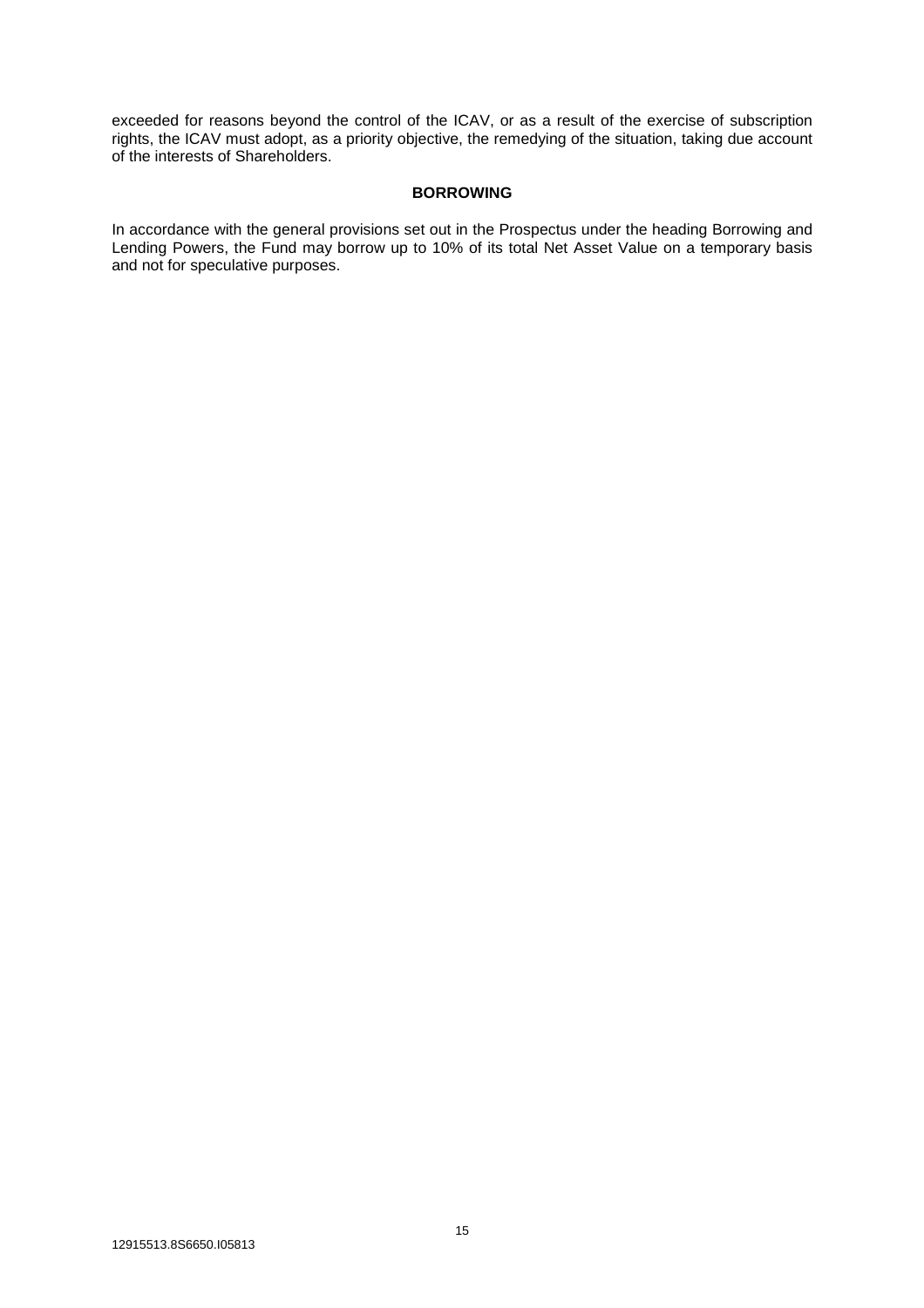exceeded for reasons beyond the control of the ICAV, or as a result of the exercise of subscription rights, the ICAV must adopt, as a priority objective, the remedying of the situation, taking due account of the interests of Shareholders.

## BORROWING

In accordance with the general provisions set out in the Prospectus under the heading Borrowing and Lending Powers, the Fund may borrow up to 10% of its total Net Asset Value on a temporary basis and not for speculative purposes.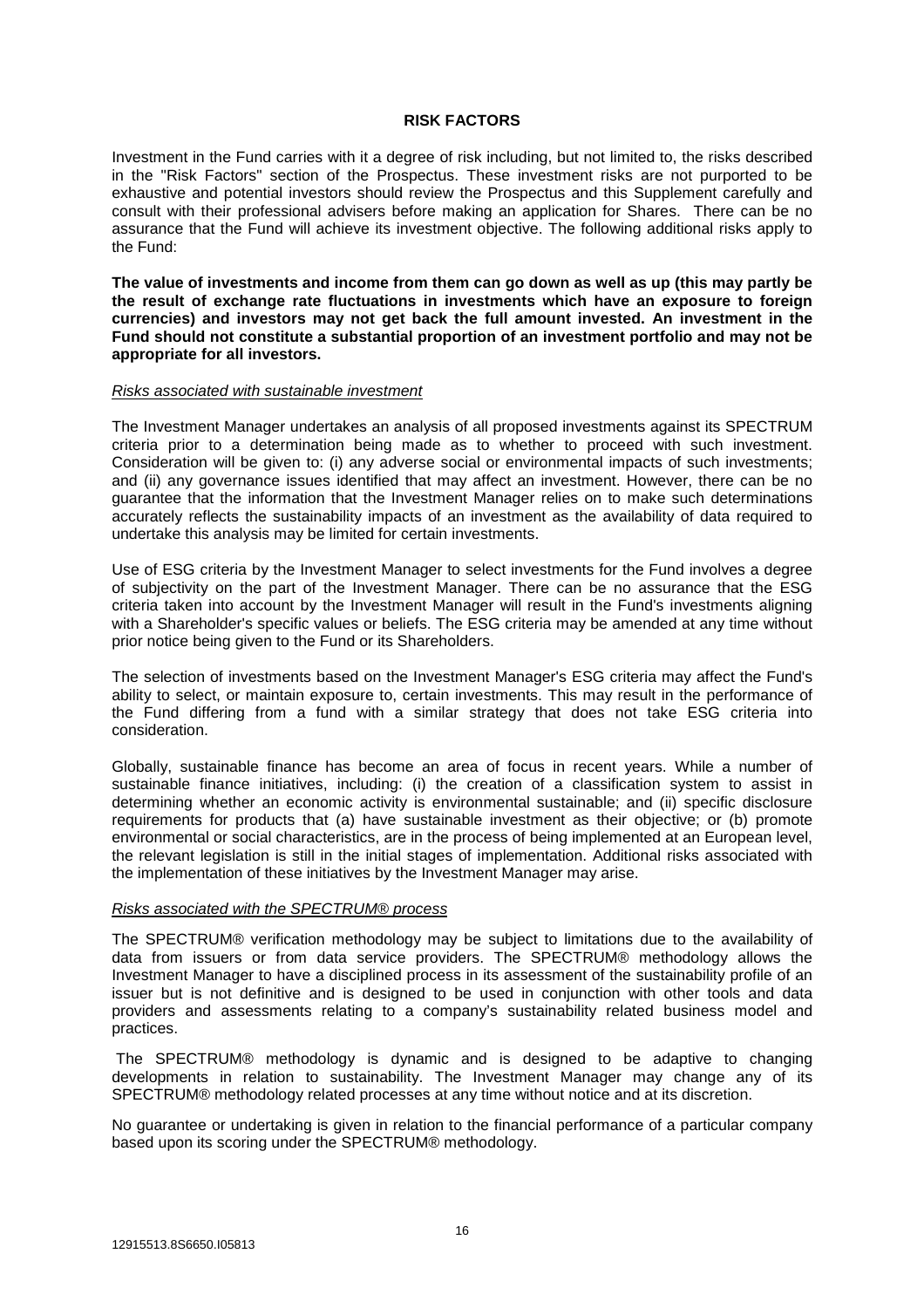## RISK FACTORS

Investment in the Fund carries with it a degree of risk including, but not limited to, the risks described in the "Risk Factors" section of the Prospectus. These investment risks are not purported to be exhaustive and potential investors should review the Prospectus and this Supplement carefully and consult with their professional advisers before making an application for Shares. There can be no assurance that the Fund will achieve its investment objective. The following additional risks apply to the Fund:

**The value of investments and income from them can go down as well as up (this may partly be the result of exchange rate fluctuations in investments which have an exposure to foreign currencies) and investors may not get back the full amount invested. An investment in the Fund should not constitute a substantial proportion of an investment portfolio and may not be appropriate for all investors.**

*Risks associated with sustainable investment*

The Investment Manager undertakes an analysis of all proposed investments against its SPECTRUM criteria prior to a determination being made as to whether to proceed with such investment. Consideration will be given to: (i) any adverse social or environmental impacts of such investments; and (ii) any governance issues identified that may affect an investment. However, there can be no guarantee that the information that the Investment Manager relies on to make such determinations accurately reflects the sustainability impacts of an investment as the availability of data required to undertake this analysis may be limited for certain investments.

Use of ESG criteria by the Investment Manager to select investments for the Fund involves a degree of subjectivity on the part of the Investment Manager. There can be no assurance that the ESG criteria taken into account by the Investment Manager will result in the Fund's investments aligning with a Shareholder's specific values or beliefs. The ESG criteria may be amended at any time without prior notice being given to the Fund or its Shareholders.

The selection of investments based on the Investment Manager's ESG criteria may affect the Fund's ability to select, or maintain exposure to, certain investments. This may result in the performance of the Fund differing from a fund with a similar strategy that does not take ESG criteria into consideration.

Globally, sustainable finance has become an area of focus in recent years. While a number of sustainable finance initiatives, including: (i) the creation of a classification system to assist in determining whether an economic activity is environmental sustainable; and (ii) specific disclosure requirements for products that (a) have sustainable investment as their objective; or (b) promote environmental or social characteristics, are in the process of being implemented at an European level, the relevant legislation is still in the initial stages of implementation. Additional risks associated with the implementation of these initiatives by the Investment Manager may arise.

*Risks associated with the SPECTRUM® process*

The SPECTRUM® verification methodology may be subject to limitations due to the availability of data from issuers or from data service providers. The SPECTRUM® methodology allows the Investment Manager to have a disciplined process in its assessment of the sustainability profile of an issuer but is not definitive and is designed to be used in conjunction with other tools and data providers and assessments relating to a company's sustainability related business model and practices.

The SPECTRUM® methodology is dynamic and is designed to be adaptive to changing developments in relation to sustainability. The Investment Manager may change any of its SPECTRUM® methodology related processes at any time without notice and at its discretion.

No guarantee or undertaking is given in relation to the financial performance of a particular company based upon its scoring under the SPECTRUM® methodology.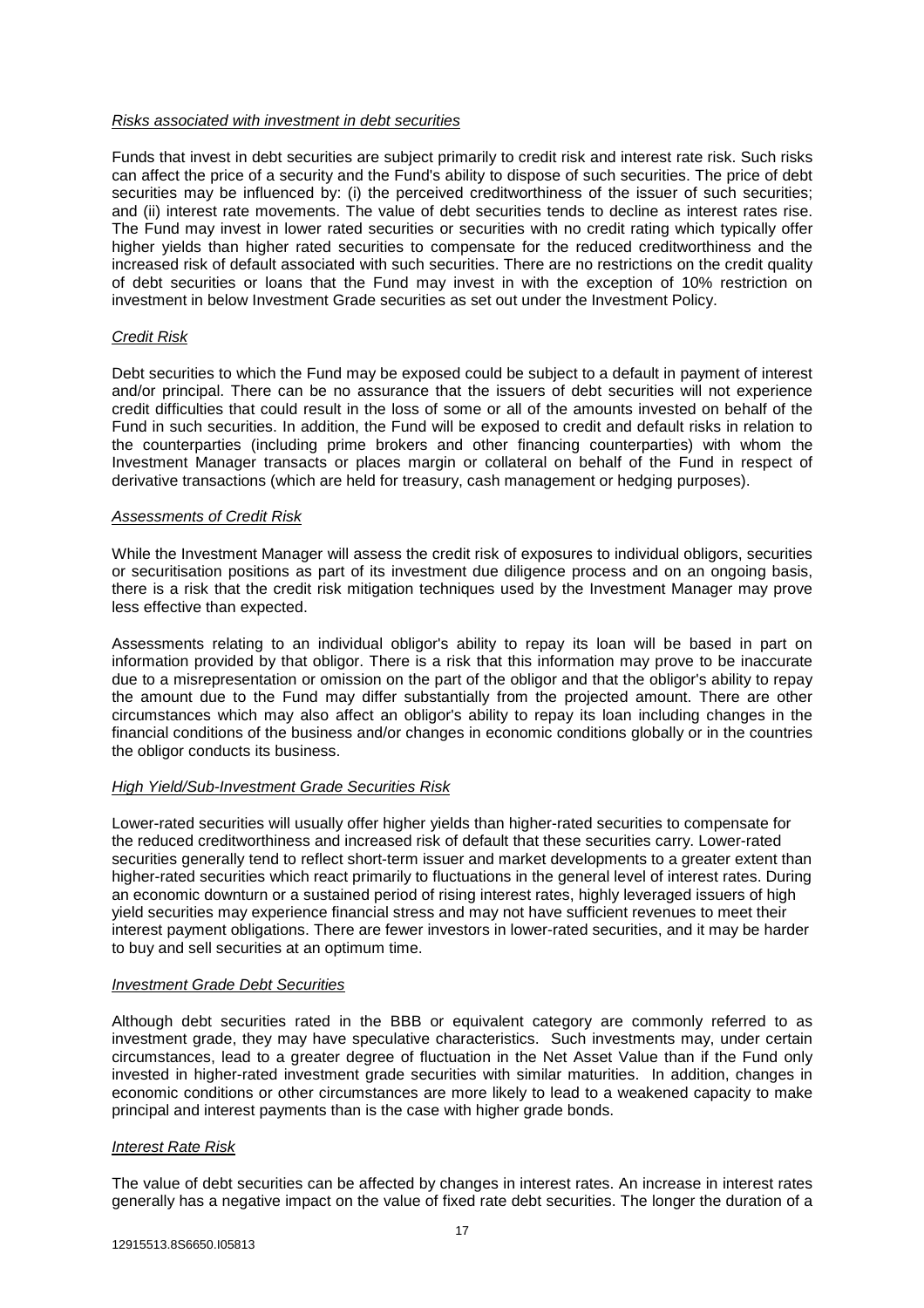*Risks associated with investment in debt securities*

Funds that invest in debt securities are subject primarily to credit risk and interest rate risk. Such risks can affect the price of a security and the Fund's ability to dispose of such securities. The price of debt securities may be influenced by: (i) the perceived creditworthiness of the issuer of such securities; and (ii) interest rate movements. The value of debt securities tends to decline as interest rates rise. The Fund may invest in lower rated securities or securities with no credit rating which typically offer higher yields than higher rated securities to compensate for the reduced creditworthiness and the increased risk of default associated with such securities. There are no restrictions on the credit quality of debt securities or loans that the Fund may invest in with the exception of 10% restriction on investment in below Investment Grade securities as set out under the Investment Policy.

*Credit Risk*

Debt securities to which the Fund may be exposed could be subject to a default in payment of interest and/or principal. There can be no assurance that the issuers of debt securities will not experience credit difficulties that could result in the loss of some or all of the amounts invested on behalf of the Fund in such securities. In addition, the Fund will be exposed to credit and default risks in relation to the counterparties (including prime brokers and other financing counterparties) with whom the Investment Manager transacts or places margin or collateral on behalf of the Fund in respect of derivative transactions (which are held for treasury, cash management or hedging purposes).

*Assessments of Credit Risk*

While the Investment Manager will assess the credit risk of exposures to individual obligors, securities or securitisation positions as part of its investment due diligence process and on an ongoing basis, there is a risk that the credit risk mitigation techniques used by the Investment Manager may prove less effective than expected.

Assessments relating to an individual obligor's ability to repay its loan will be based in part on information provided by that obligor. There is a risk that this information may prove to be inaccurate due to a misrepresentation or omission on the part of the obligor and that the obligor's ability to repay the amount due to the Fund may differ substantially from the projected amount. There are other circumstances which may also affect an obligor's ability to repay its loan including changes in the financial conditions of the business and/or changes in economic conditions globally or in the countries the obligor conducts its business.

*High Yield/Sub-Investment Grade Securities Risk*

Lower-rated securities will usually offer higher yields than higher-rated securities to compensate for the reduced creditworthiness and increased risk of default that these securities carry. Lower-rated securities generally tend to reflect short-term issuer and market developments to a greater extent than higher-rated securities which react primarily to fluctuations in the general level of interest rates. During an economic downturn or a sustained period of rising interest rates, highly leveraged issuers of high yield securities may experience financial stress and may not have sufficient revenues to meet their interest payment obligations. There are fewer investors in lower-rated securities, and it may be harder to buy and sell securities at an optimum time.

*Investment Grade Debt Securities*

Although debt securities rated in the BBB or equivalent category are commonly referred to as investment grade, they may have speculative characteristics. Such investments may, under certain circumstances, lead to a greater degree of fluctuation in the Net Asset Value than if the Fund only invested in higher-rated investment grade securities with similar maturities. In addition, changes in economic conditions or other circumstances are more likely to lead to a weakened capacity to make principal and interest payments than is the case with higher grade bonds.

*Interest Rate Risk*

The value of debt securities can be affected by changes in interest rates. An increase in interest rates generally has a negative impact on the value of fixed rate debt securities. The longer the duration of a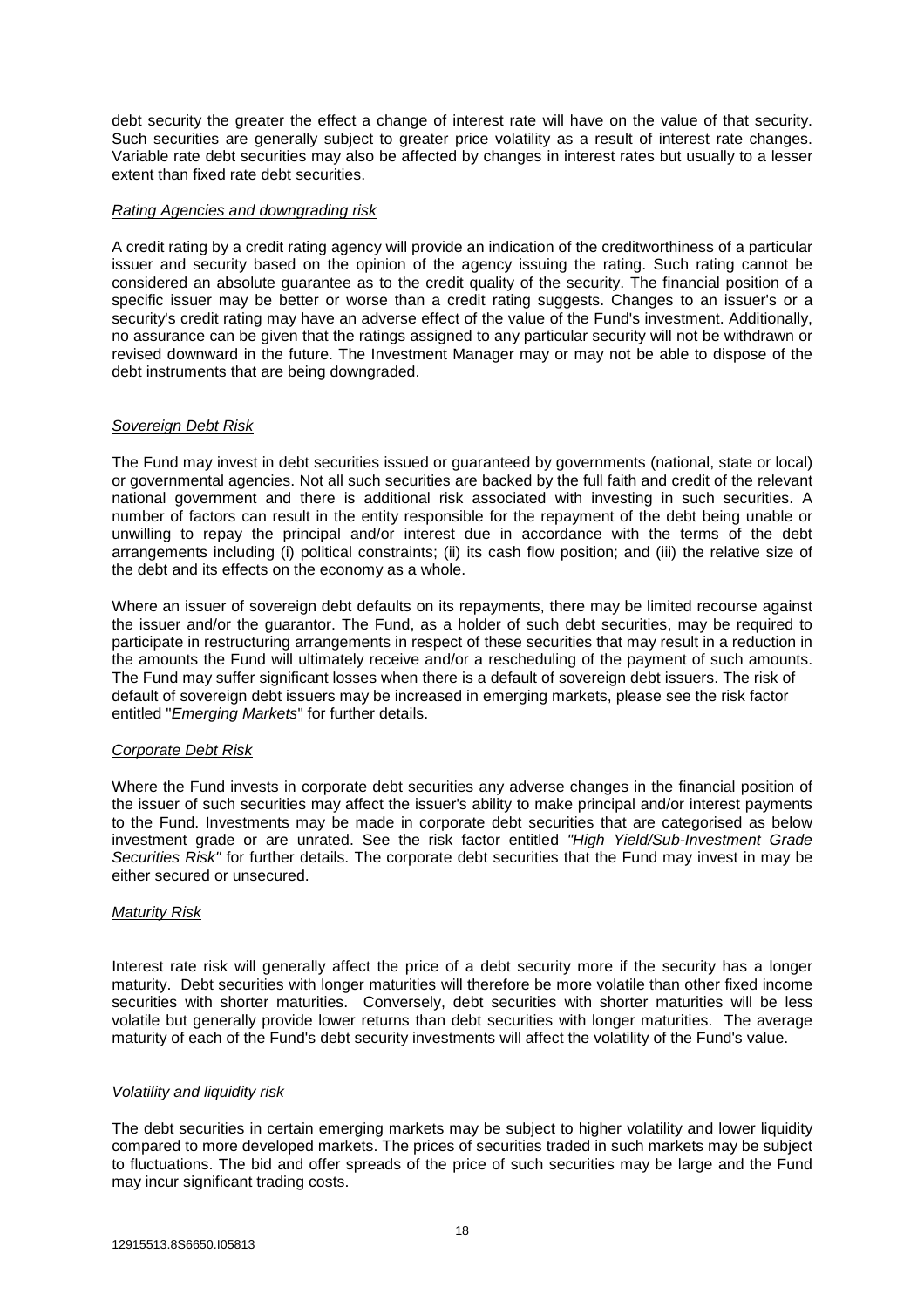debt security the greater the effect a change of interest rate will have on the value of that security. Such securities are generally subject to greater price volatility as a result of interest rate changes. Variable rate debt securities may also be affected by changes in interest rates but usually to a lesser extent than fixed rate debt securities.

*Rating Agencies and downgrading risk*

A credit rating by a credit rating agency will provide an indication of the creditworthiness of a particular issuer and security based on the opinion of the agency issuing the rating. Such rating cannot be considered an absolute guarantee as to the credit quality of the security. The financial position of a specific issuer may be better or worse than a credit rating suggests. Changes to an issuer's or a security's credit rating may have an adverse effect of the value of the Fund's investment. Additionally, no assurance can be given that the ratings assigned to any particular security will not be withdrawn or revised downward in the future. The Investment Manager may or may not be able to dispose of the debt instruments that are being downgraded.

*Sovereign Debt Risk*

The Fund may invest in debt securities issued or guaranteed by governments (national, state or local) or governmental agencies. Not all such securities are backed by the full faith and credit of the relevant national government and there is additional risk associated with investing in such securities. A number of factors can result in the entity responsible for the repayment of the debt being unable or unwilling to repay the principal and/or interest due in accordance with the terms of the debt arrangements including (i) political constraints; (ii) its cash flow position; and (iii) the relative size of the debt and its effects on the economy as a whole.

Where an issuer of sovereign debt defaults on its repayments, there may be limited recourse against the issuer and/or the guarantor. The Fund, as a holder of such debt securities, may be required to participate in restructuring arrangements in respect of these securities that may result in a reduction in the amounts the Fund will ultimately receive and/or a rescheduling of the payment of such amounts. The Fund may suffer significant losses when there is a default of sovereign debt issuers. The risk of default of sovereign debt issuers may be increased in emerging markets, please see the risk factor entitled "*Emerging Markets*" for further details.

*Corporate Debt Risk*

Where the Fund invests in corporate debt securities any adverse changes in the financial position of the issuer of such securities may affect the issuer's ability to make principal and/or interest payments to the Fund. Investments may be made in corporate debt securities that are categorised as below investment grade or are unrated. See the risk factor entitled *"High Yield/Sub-Investment Grade Securities Risk"* for further details. The corporate debt securities that the Fund may invest in may be either secured or unsecured.

*Maturity Risk*

Interest rate risk will generally affect the price of a debt security more if the security has a longer maturity. Debt securities with longer maturities will therefore be more volatile than other fixed income securities with shorter maturities. Conversely, debt securities with shorter maturities will be less volatile but generally provide lower returns than debt securities with longer maturities. The average maturity of each of the Fund's debt security investments will affect the volatility of the Fund's value.

*Volatility and liquidity risk*

The debt securities in certain emerging markets may be subject to higher volatility and lower liquidity compared to more developed markets. The prices of securities traded in such markets may be subject to fluctuations. The bid and offer spreads of the price of such securities may be large and the Fund may incur significant trading costs.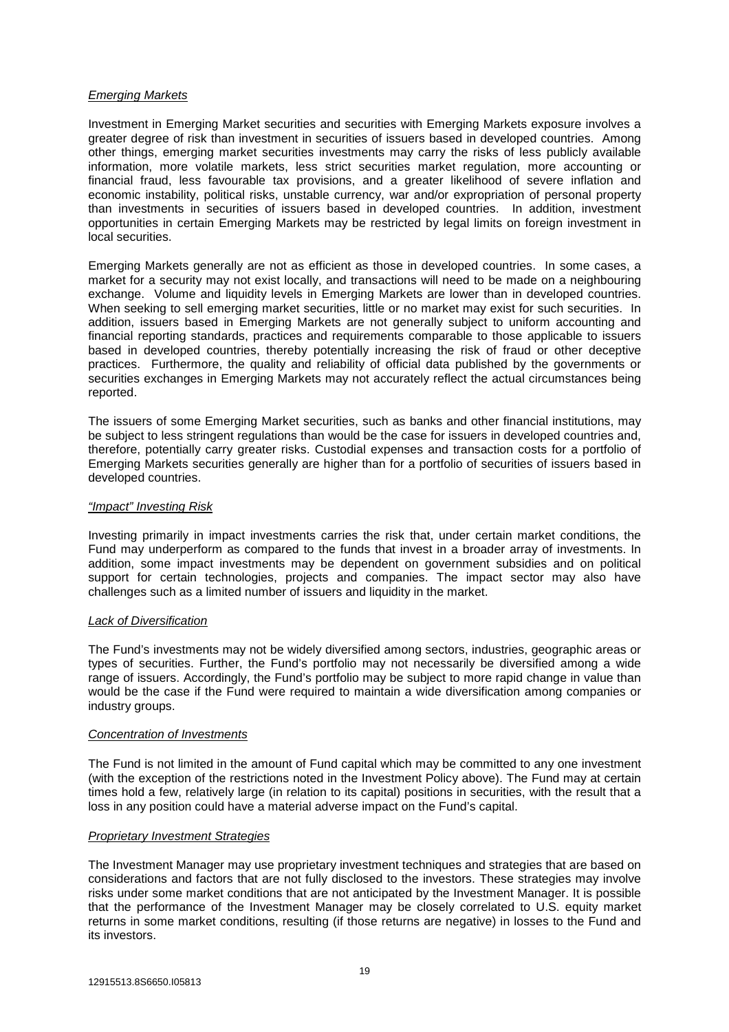*Emerging Markets*

Investment in Emerging Market securities and securities with Emerging Markets exposure involves a greater degree of risk than investment in securities of issuers based in developed countries. Among other things, emerging market securities investments may carry the risks of less publicly available information, more volatile markets, less strict securities market regulation, more accounting or financial fraud, less favourable tax provisions, and a greater likelihood of severe inflation and economic instability, political risks, unstable currency, war and/or expropriation of personal property than investments in securities of issuers based in developed countries. In addition, investment opportunities in certain Emerging Markets may be restricted by legal limits on foreign investment in local securities.

Emerging Markets generally are not as efficient as those in developed countries. In some cases, a market for a security may not exist locally, and transactions will need to be made on a neighbouring exchange. Volume and liquidity levels in Emerging Markets are lower than in developed countries. When seeking to sell emerging market securities, little or no market may exist for such securities. In addition, issuers based in Emerging Markets are not generally subject to uniform accounting and financial reporting standards, practices and requirements comparable to those applicable to issuers based in developed countries, thereby potentially increasing the risk of fraud or other deceptive practices. Furthermore, the quality and reliability of official data published by the governments or securities exchanges in Emerging Markets may not accurately reflect the actual circumstances being reported.

The issuers of some Emerging Market securities, such as banks and other financial institutions, may be subject to less stringent regulations than would be the case for issuers in developed countries and, therefore, potentially carry greater risks. Custodial expenses and transaction costs for a portfolio of Emerging Markets securities generally are higher than for a portfolio of securities of issuers based in developed countries.

*"Impact" Investing Risk*

Investing primarily in impact investments carries the risk that, under certain market conditions, the Fund may underperform as compared to the funds that invest in a broader array of investments. In addition, some impact investments may be dependent on government subsidies and on political support for certain technologies, projects and companies. The impact sector may also have challenges such as a limited number of issuers and liquidity in the market.

*Lack of Diversification*

The Fund's investments may not be widely diversified among sectors, industries, geographic areas or types of securities. Further, the Fund's portfolio may not necessarily be diversified among a wide range of issuers. Accordingly, the Fund's portfolio may be subject to more rapid change in value than would be the case if the Fund were required to maintain a wide diversification among companies or industry groups.

*Concentration of Investments*

The Fund is not limited in the amount of Fund capital which may be committed to any one investment (with the exception of the restrictions noted in the Investment Policy above). The Fund may at certain times hold a few, relatively large (in relation to its capital) positions in securities, with the result that a loss in any position could have a material adverse impact on the Fund's capital.

*Proprietary Investment Strategies*

The Investment Manager may use proprietary investment techniques and strategies that are based on considerations and factors that are not fully disclosed to the investors. These strategies may involve risks under some market conditions that are not anticipated by the Investment Manager. It is possible that the performance of the Investment Manager may be closely correlated to U.S. equity market returns in some market conditions, resulting (if those returns are negative) in losses to the Fund and its investors.

12915513.8S6650.I05813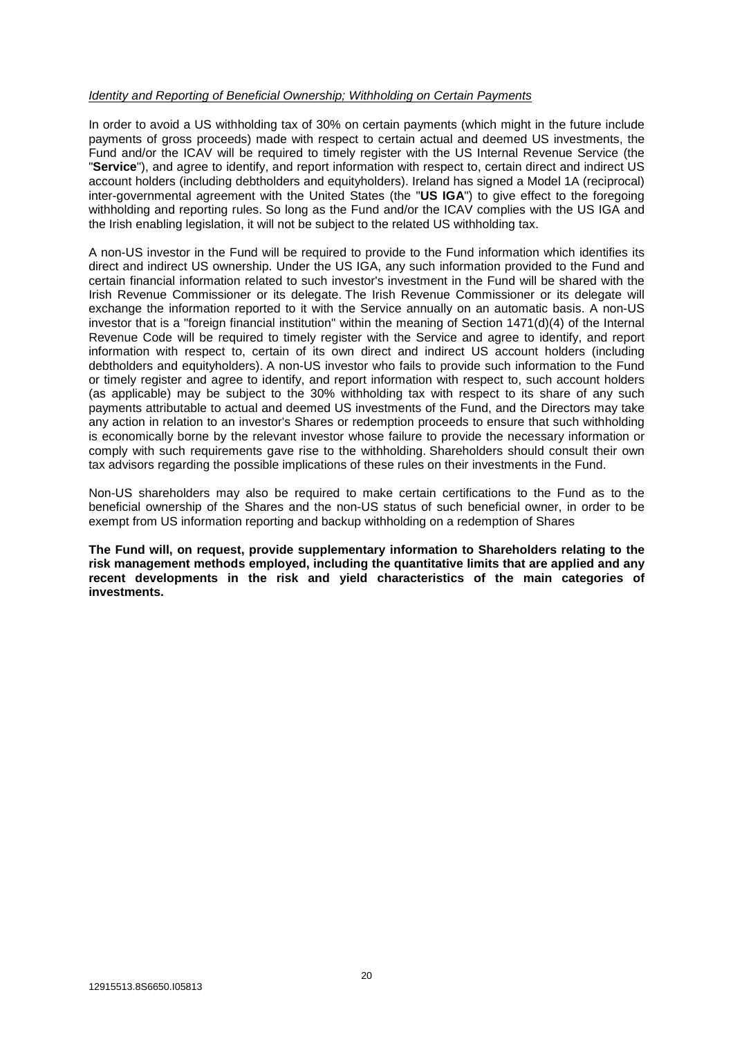*Identity and Reporting of Beneficial Ownership; Withholding on Certain Payments*

In order to avoid a US withholding tax of 30% on certain payments (which might in the future include payments of gross proceeds) made with respect to certain actual and deemed US investments, the Fund and/or the ICAV will be required to timely register with the US Internal Revenue Service (the "**Service**"), and agree to identify, and report information with respect to, certain direct and indirect US account holders (including debtholders and equityholders). Ireland has signed a Model 1A (reciprocal) inter-governmental agreement with the United States (the "**US IGA**") to give effect to the foregoing withholding and reporting rules. So long as the Fund and/or the ICAV complies with the US IGA and the Irish enabling legislation, it will not be subject to the related US withholding tax.

A non-US investor in the Fund will be required to provide to the Fund information which identifies its direct and indirect US ownership. Under the US IGA, any such information provided to the Fund and certain financial information related to such investor's investment in the Fund will be shared with the Irish Revenue Commissioner or its delegate. The Irish Revenue Commissioner or its delegate will exchange the information reported to it with the Service annually on an automatic basis. A non-US investor that is a "foreign financial institution" within the meaning of Section 1471(d)(4) of the Internal Revenue Code will be required to timely register with the Service and agree to identify, and report information with respect to, certain of its own direct and indirect US account holders (including debtholders and equityholders). A non-US investor who fails to provide such information to the Fund or timely register and agree to identify, and report information with respect to, such account holders (as applicable) may be subject to the 30% withholding tax with respect to its share of any such payments attributable to actual and deemed US investments of the Fund, and the Directors may take any action in relation to an investor's Shares or redemption proceeds to ensure that such withholding is economically borne by the relevant investor whose failure to provide the necessary information or comply with such requirements gave rise to the withholding. Shareholders should consult their own tax advisors regarding the possible implications of these rules on their investments in the Fund.

Non-US shareholders may also be required to make certain certifications to the Fund as to the beneficial ownership of the Shares and the non-US status of such beneficial owner, in order to be exempt from US information reporting and backup withholding on a redemption of Shares

**The Fund will, on request, provide supplementary information to Shareholders relating to the risk management methods employed, including the quantitative limits that are applied and any recent developments in the risk and yield characteristics of the main categories of investments.**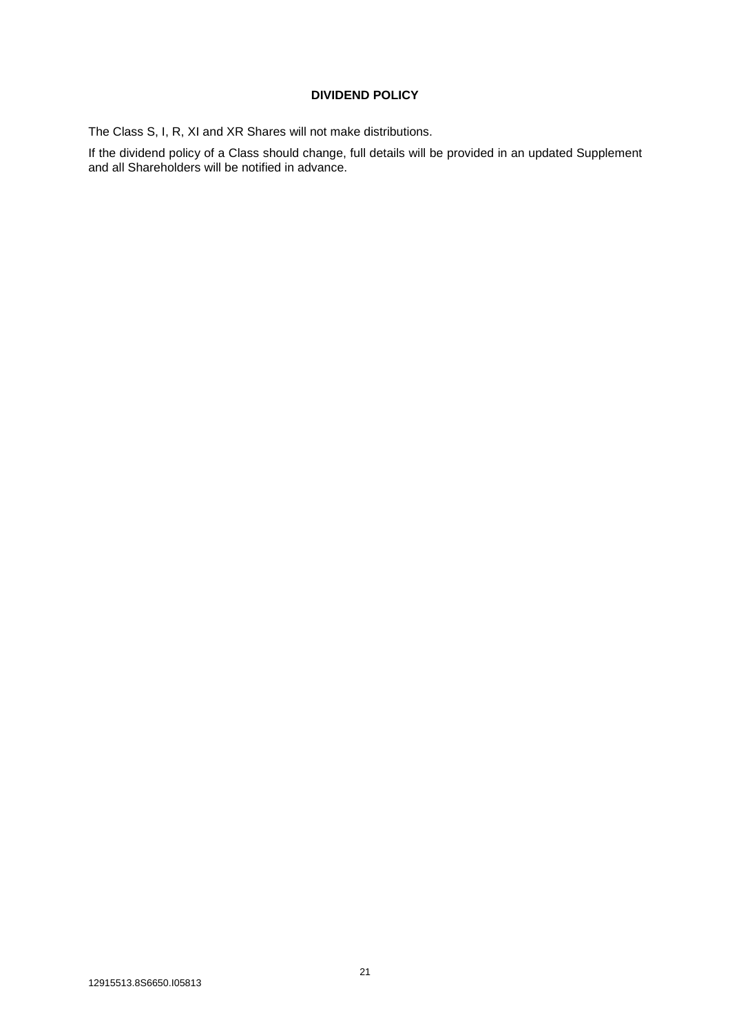## DIVIDEND POLICY

The Class S, I, R, XI and XR Shares will not make distributions.

If the dividend policy of a Class should change, full details will be provided in an updated Supplement and all Shareholders will be notified in advance.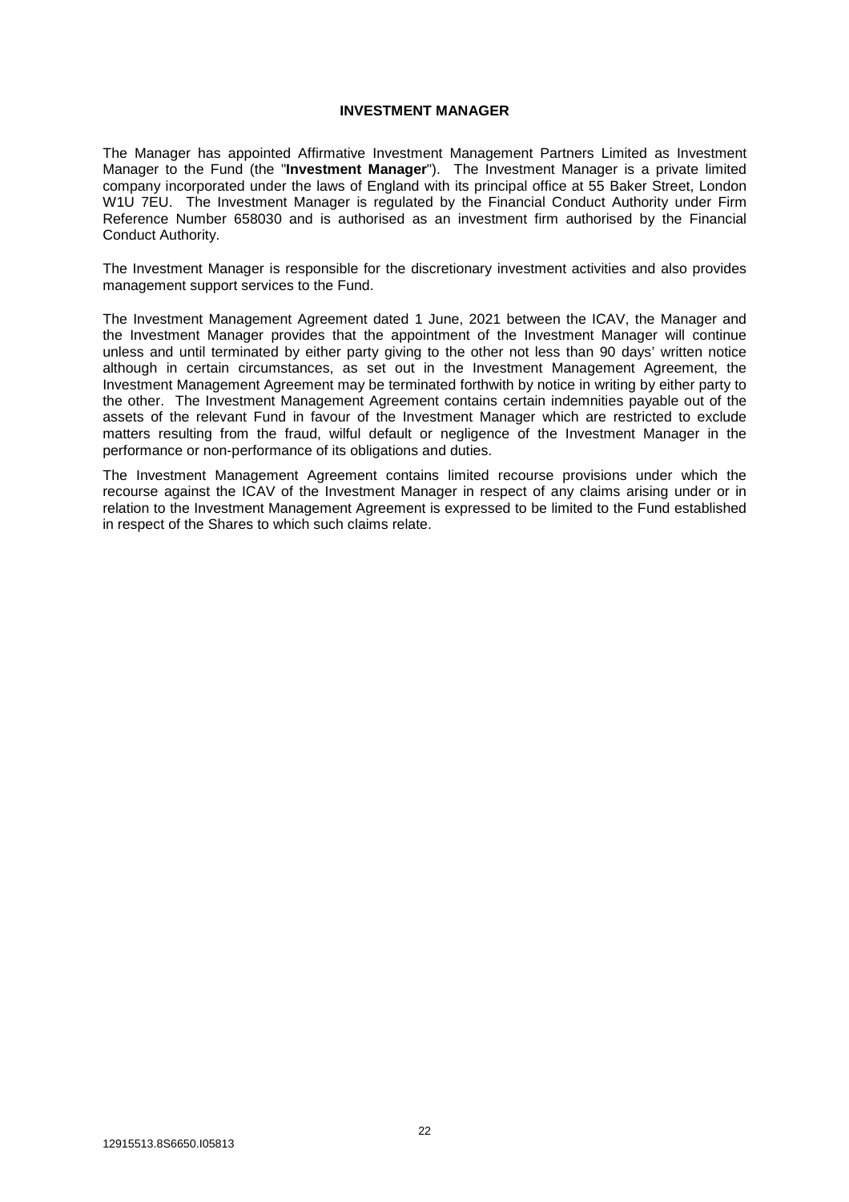## INVESTMENT MANAGER

The Manager has appointed Affirmative Investment Management Partners Limited as Investment Manager to the Fund (the "**Investment Manager**"). The Investment Manager is a private limited company incorporated under the laws of England with its principal office at 55 Baker Street, London W1U 7EU. The Investment Manager is regulated by the Financial Conduct Authority under Firm Reference Number 658030 and is authorised as an investment firm authorised by the Financial Conduct Authority.

The Investment Manager is responsible for the discretionary investment activities and also provides management support services to the Fund.

The Investment Management Agreement dated 1 June, 2021 between the ICAV, the Manager and the Investment Manager provides that the appointment of the Investment Manager will continue unless and until terminated by either party giving to the other not less than 90 days' written notice although in certain circumstances, as set out in the Investment Management Agreement, the Investment Management Agreement may be terminated forthwith by notice in writing by either party to the other. The Investment Management Agreement contains certain indemnities payable out of the assets of the relevant Fund in favour of the Investment Manager which are restricted to exclude matters resulting from the fraud, wilful default or negligence of the Investment Manager in the performance or non-performance of its obligations and duties.

The Investment Management Agreement contains limited recourse provisions under which the recourse against the ICAV of the Investment Manager in respect of any claims arising under or in relation to the Investment Management Agreement is expressed to be limited to the Fund established in respect of the Shares to which such claims relate.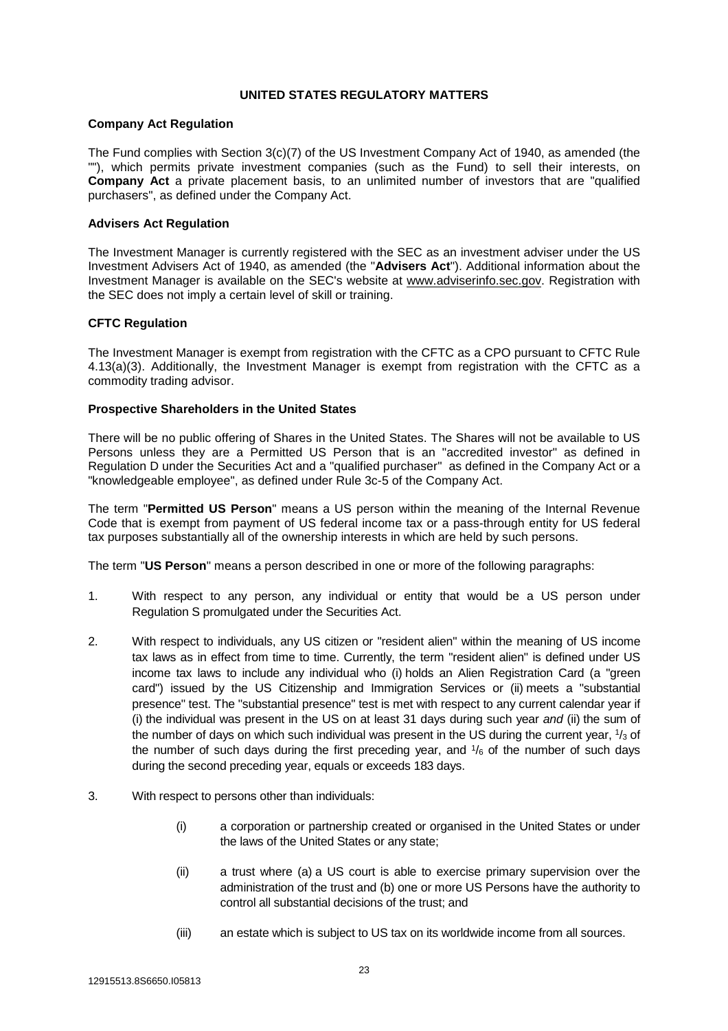# UNITED STATES REGULATORY MATTERS

## Company Act Regulation

The Fund complies with Section 3(c)(7) of the US Investment Company Act of 1940, as amended (the ""), which permits private investment companies (such as the Fund) to sell their interests, on **Company Act** a private placement basis, to an unlimited number of investors that are "qualified purchasers", as defined under the Company Act.

## Advisers Act Regulation

The Investment Manager is currently registered with the SEC as an investment adviser under the US Investment Advisers Act of 1940, as amended (the "**Advisers Act**"). Additional information about the Investment Manager is available on the SEC's website at www.adviserinfo.sec.gov. Registration with the SEC does not imply a certain level of skill or training.

## CFTC Regulation

The Investment Manager is exempt from registration with the CFTC as a CPO pursuant to CFTC Rule 4.13(a)(3). Additionally, the Investment Manager is exempt from registration with the CFTC as a commodity trading advisor.

## Prospective Shareholders in the United States

There will be no public offering of Shares in the United States. The Shares will not be available to US Persons unless they are a Permitted US Person that is an "accredited investor" as defined in Regulation D under the Securities Act and a "qualified purchaser" as defined in the Company Act or a "knowledgeable employee", as defined under Rule 3c-5 of the Company Act.

The term "**Permitted US Person**" means a US person within the meaning of the Internal Revenue Code that is exempt from payment of US federal income tax or a pass-through entity for US federal tax purposes substantially all of the ownership interests in which are held by such persons.

The term "**US Person**" means a person described in one or more of the following paragraphs:

1. With respect to any person, any individual or entity that would be a US person under Regulation S promulgated under the Securities Act.

2. With respect to individuals, any US citizen or "resident alien" within the meaning of US income tax laws as in effect from time to time. Currently, the term "resident alien" is defined under US income tax laws to include any individual who (i) holds an Alien Registration Card (a "green card") issued by the US Citizenship and Immigration Services or (ii) meets a "substantial presence" test. The "substantial presence" test is met with respect to any current calendar year if (i) the individual was present in the US on at least 31 days during such year *and* (ii) the sum of the number of days on which such individual was present in the US during the current year, $^1/_3$ of the number of such days during the first preceding year, and $^1/_6$ of the number of such days during the second preceding year, equals or exceeds 183 days.

3. With respect to persons other than individuals:

   (i) a corporation or partnership created or organised in the United States or under the laws of the United States or any state;

   (ii) a trust where (a) a US court is able to exercise primary supervision over the administration of the trust and (b) one or more US Persons have the authority to control all substantial decisions of the trust; and

   (iii) an estate which is subject to US tax on its worldwide income from all sources.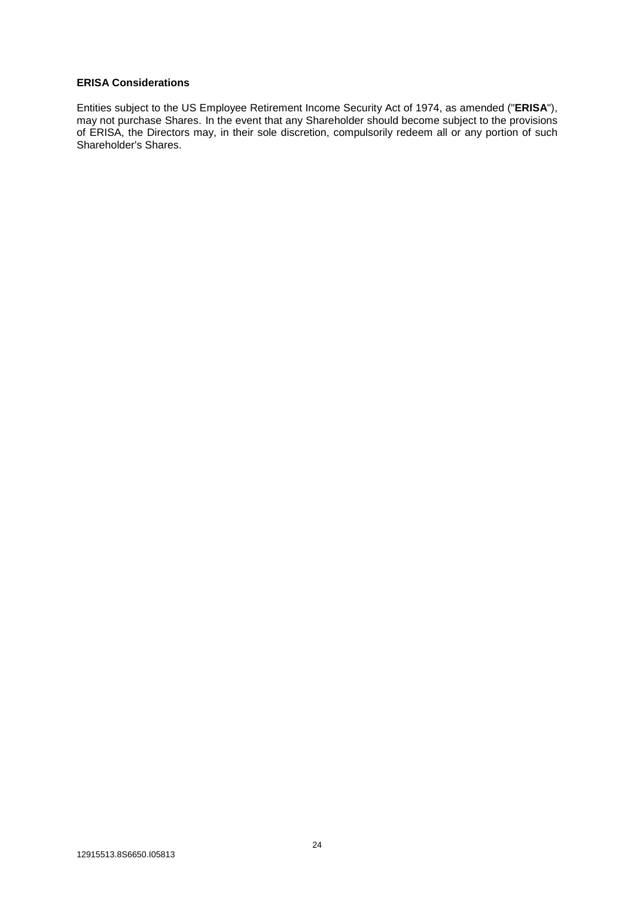**ERISA Considerations**

Entities subject to the US Employee Retirement Income Security Act of 1974, as amended ("**ERISA**"), may not purchase Shares. In the event that any Shareholder should become subject to the provisions of ERISA, the Directors may, in their sole discretion, compulsorily redeem all or any portion of such Shareholder's Shares.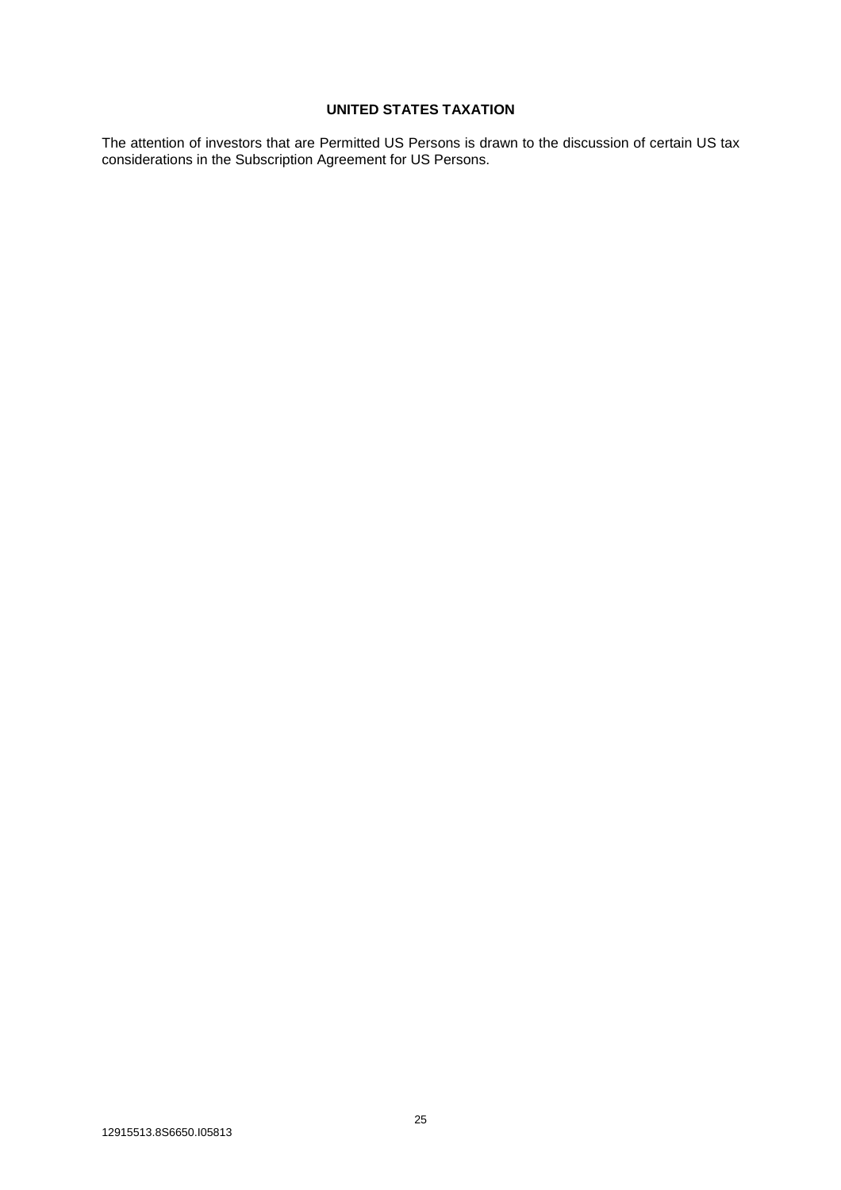## UNITED STATES TAXATION

The attention of investors that are Permitted US Persons is drawn to the discussion of certain US tax considerations in the Subscription Agreement for US Persons.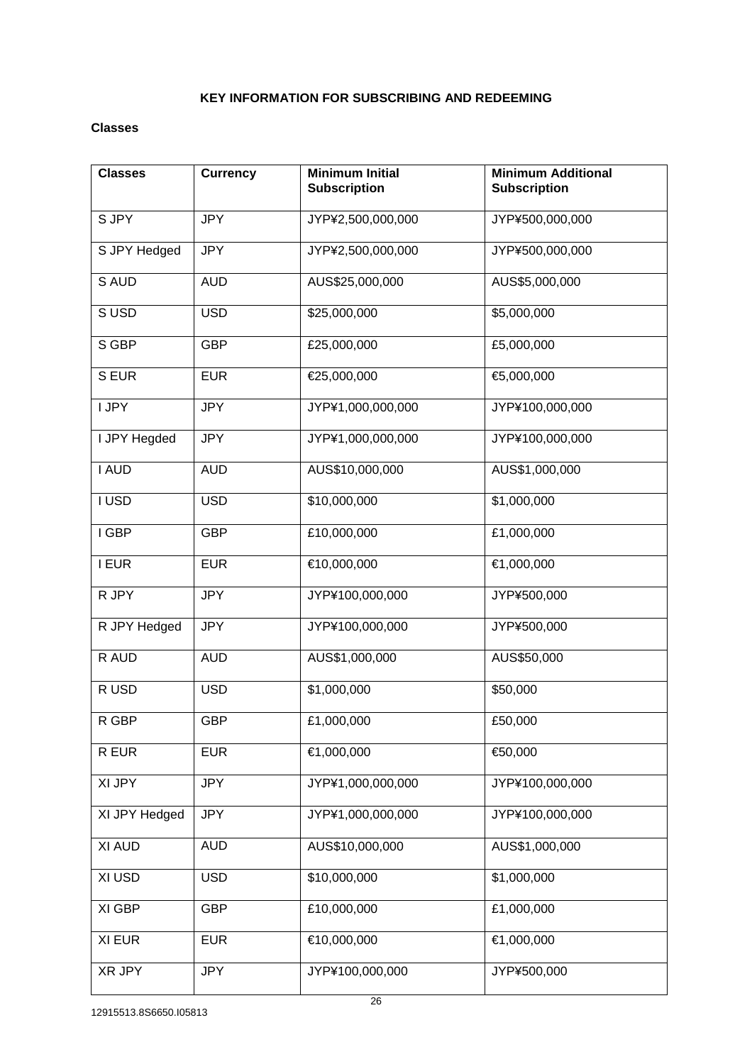## KEY INFORMATION FOR SUBSCRIBING AND REDEEMING

### Classes

| Classes | Currency | Minimum Initial Subscription | Minimum Additional Subscription |
|---|---|---|---|
| S JPY | JPY | JYP¥2,500,000,000 | JYP¥500,000,000 |
| S JPY Hedged | JPY | JYP¥2,500,000,000 | JYP¥500,000,000 |
| S AUD | AUD | AUS$25,000,000 | AUS$5,000,000 |
| S USD | USD | $25,000,000 | $5,000,000 |
| S GBP | GBP | £25,000,000 | £5,000,000 |
| S EUR | EUR | €25,000,000 | €5,000,000 |
| I JPY | JPY | JYP¥1,000,000,000 | JYP¥100,000,000 |
| I JPY Hegded | JPY | JYP¥1,000,000,000 | JYP¥100,000,000 |
| I AUD | AUD | AUS$10,000,000 | AUS$1,000,000 |
| I USD | USD | $10,000,000 | $1,000,000 |
| I GBP | GBP | £10,000,000 | £1,000,000 |
| I EUR | EUR | €10,000,000 | €1,000,000 |
| R JPY | JPY | JYP¥100,000,000 | JYP¥500,000 |
| R JPY Hedged | JPY | JYP¥100,000,000 | JYP¥500,000 |
| R AUD | AUD | AUS$1,000,000 | AUS$50,000 |
| R USD | USD | $1,000,000 | $50,000 |
| R GBP | GBP | £1,000,000 | £50,000 |
| R EUR | EUR | €1,000,000 | €50,000 |
| XI JPY | JPY | JYP¥1,000,000,000 | JYP¥100,000,000 |
| XI JPY Hedged | JPY | JYP¥1,000,000,000 | JYP¥100,000,000 |
| XI AUD | AUD | AUS$10,000,000 | AUS$1,000,000 |
| XI USD | USD | $10,000,000 | $1,000,000 |
| XI GBP | GBP | £10,000,000 | £1,000,000 |
| XI EUR | EUR | €10,000,000 | €1,000,000 |
| XR JPY | JPY | JYP¥100,000,000 | JYP¥500,000 |

12915513.8S6650.I05813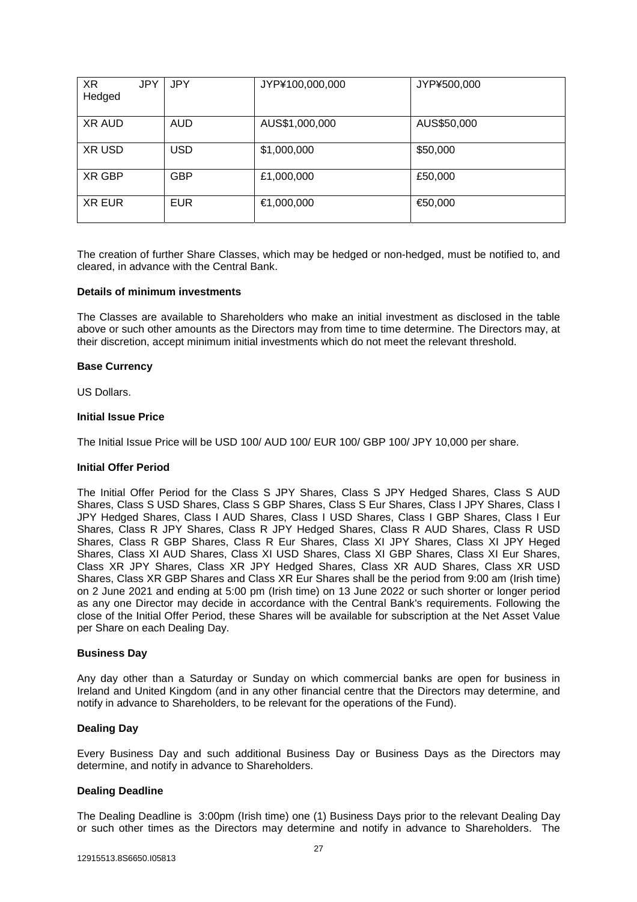| XR JPY Hedged | JPY | JYP¥100,000,000 | JYP¥500,000 |
|---|---|---|---|
| XR AUD | AUD | AUS$1,000,000 | AUS$50,000 |
| XR USD | USD | $1,000,000 | $50,000 |
| XR GBP | GBP | £1,000,000 | £50,000 |
| XR EUR | EUR | €1,000,000 | €50,000 |

The creation of further Share Classes, which may be hedged or non-hedged, must be notified to, and cleared, in advance with the Central Bank.

**Details of minimum investments**

The Classes are available to Shareholders who make an initial investment as disclosed in the table above or such other amounts as the Directors may from time to time determine. The Directors may, at their discretion, accept minimum initial investments which do not meet the relevant threshold.

**Base Currency**

US Dollars.

**Initial Issue Price**

The Initial Issue Price will be USD 100/ AUD 100/ EUR 100/ GBP 100/ JPY 10,000 per share.

**Initial Offer Period**

The Initial Offer Period for the Class S JPY Shares, Class S JPY Hedged Shares, Class S AUD Shares, Class S USD Shares, Class S GBP Shares, Class S Eur Shares, Class I JPY Shares, Class I JPY Hedged Shares, Class I AUD Shares, Class I USD Shares, Class I GBP Shares, Class I Eur Shares, Class R JPY Shares, Class R JPY Hedged Shares, Class R AUD Shares, Class R USD Shares, Class R GBP Shares, Class R Eur Shares, Class XI JPY Shares, Class XI JPY Heged Shares, Class XI AUD Shares, Class XI USD Shares, Class XI GBP Shares, Class XI Eur Shares, Class XR JPY Shares, Class XR JPY Hedged Shares, Class XR AUD Shares, Class XR USD Shares, Class XR GBP Shares and Class XR Eur Shares shall be the period from 9:00 am (Irish time) on 2 June 2021 and ending at 5:00 pm (Irish time) on 13 June 2022 or such shorter or longer period as any one Director may decide in accordance with the Central Bank's requirements. Following the close of the Initial Offer Period, these Shares will be available for subscription at the Net Asset Value per Share on each Dealing Day.

**Business Day**

Any day other than a Saturday or Sunday on which commercial banks are open for business in Ireland and United Kingdom (and in any other financial centre that the Directors may determine, and notify in advance to Shareholders, to be relevant for the operations of the Fund).

**Dealing Day**

Every Business Day and such additional Business Day or Business Days as the Directors may determine, and notify in advance to Shareholders.

**Dealing Deadline**

The Dealing Deadline is 3:00pm (Irish time) one (1) Business Days prior to the relevant Dealing Day or such other times as the Directors may determine and notify in advance to Shareholders. The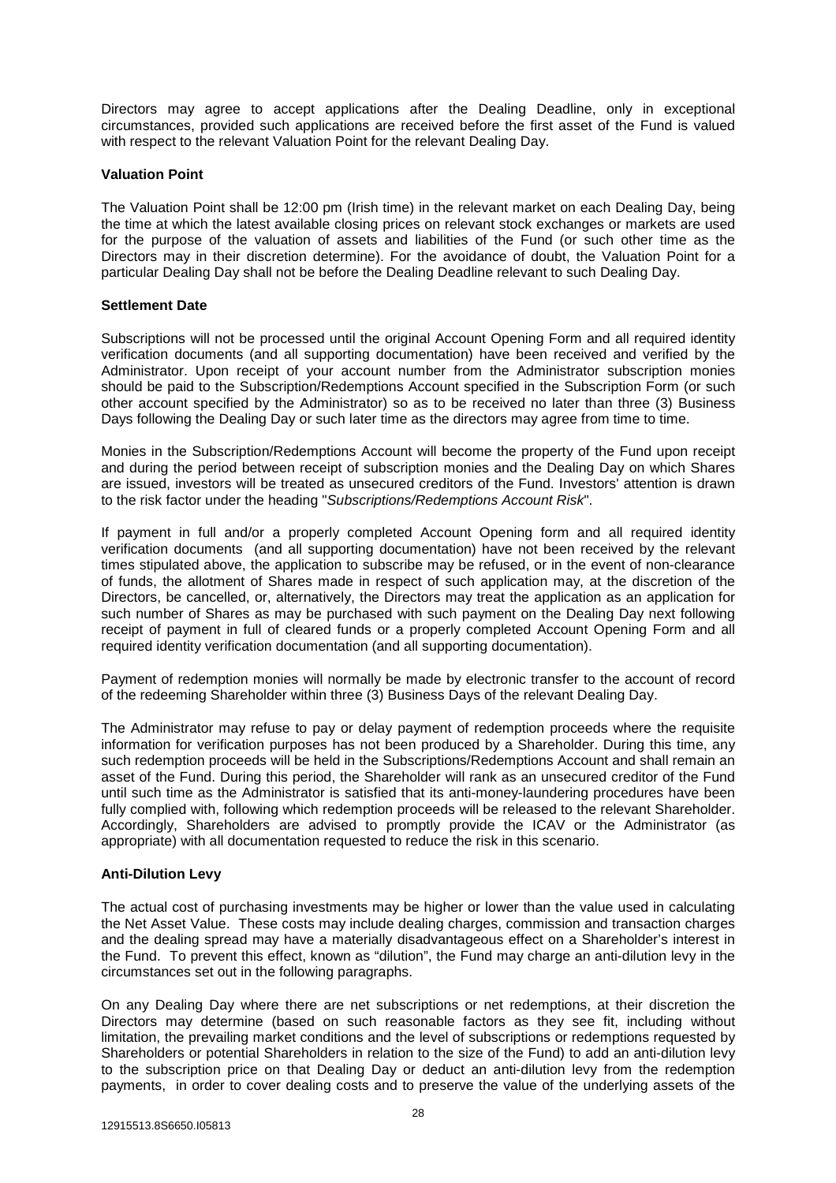Directors may agree to accept applications after the Dealing Deadline, only in exceptional circumstances, provided such applications are received before the first asset of the Fund is valued with respect to the relevant Valuation Point for the relevant Dealing Day.

**Valuation Point**

The Valuation Point shall be 12:00 pm (Irish time) in the relevant market on each Dealing Day, being the time at which the latest available closing prices on relevant stock exchanges or markets are used for the purpose of the valuation of assets and liabilities of the Fund (or such other time as the Directors may in their discretion determine). For the avoidance of doubt, the Valuation Point for a particular Dealing Day shall not be before the Dealing Deadline relevant to such Dealing Day.

**Settlement Date**

Subscriptions will not be processed until the original Account Opening Form and all required identity verification documents (and all supporting documentation) have been received and verified by the Administrator. Upon receipt of your account number from the Administrator subscription monies should be paid to the Subscription/Redemptions Account specified in the Subscription Form (or such other account specified by the Administrator) so as to be received no later than three (3) Business Days following the Dealing Day or such later time as the directors may agree from time to time.

Monies in the Subscription/Redemptions Account will become the property of the Fund upon receipt and during the period between receipt of subscription monies and the Dealing Day on which Shares are issued, investors will be treated as unsecured creditors of the Fund. Investors' attention is drawn to the risk factor under the heading "*Subscriptions/Redemptions Account Risk*".

If payment in full and/or a properly completed Account Opening form and all required identity verification documents (and all supporting documentation) have not been received by the relevant times stipulated above, the application to subscribe may be refused, or in the event of non-clearance of funds, the allotment of Shares made in respect of such application may, at the discretion of the Directors, be cancelled, or, alternatively, the Directors may treat the application as an application for such number of Shares as may be purchased with such payment on the Dealing Day next following receipt of payment in full of cleared funds or a properly completed Account Opening Form and all required identity verification documentation (and all supporting documentation).

Payment of redemption monies will normally be made by electronic transfer to the account of record of the redeeming Shareholder within three (3) Business Days of the relevant Dealing Day.

The Administrator may refuse to pay or delay payment of redemption proceeds where the requisite information for verification purposes has not been produced by a Shareholder. During this time, any such redemption proceeds will be held in the Subscriptions/Redemptions Account and shall remain an asset of the Fund. During this period, the Shareholder will rank as an unsecured creditor of the Fund until such time as the Administrator is satisfied that its anti-money-laundering procedures have been fully complied with, following which redemption proceeds will be released to the relevant Shareholder. Accordingly, Shareholders are advised to promptly provide the ICAV or the Administrator (as appropriate) with all documentation requested to reduce the risk in this scenario.

**Anti-Dilution Levy**

The actual cost of purchasing investments may be higher or lower than the value used in calculating the Net Asset Value. These costs may include dealing charges, commission and transaction charges and the dealing spread may have a materially disadvantageous effect on a Shareholder's interest in the Fund. To prevent this effect, known as "dilution", the Fund may charge an anti-dilution levy in the circumstances set out in the following paragraphs.

On any Dealing Day where there are net subscriptions or net redemptions, at their discretion the Directors may determine (based on such reasonable factors as they see fit, including without limitation, the prevailing market conditions and the level of subscriptions or redemptions requested by Shareholders or potential Shareholders in relation to the size of the Fund) to add an anti-dilution levy to the subscription price on that Dealing Day or deduct an anti-dilution levy from the redemption payments, in order to cover dealing costs and to preserve the value of the underlying assets of the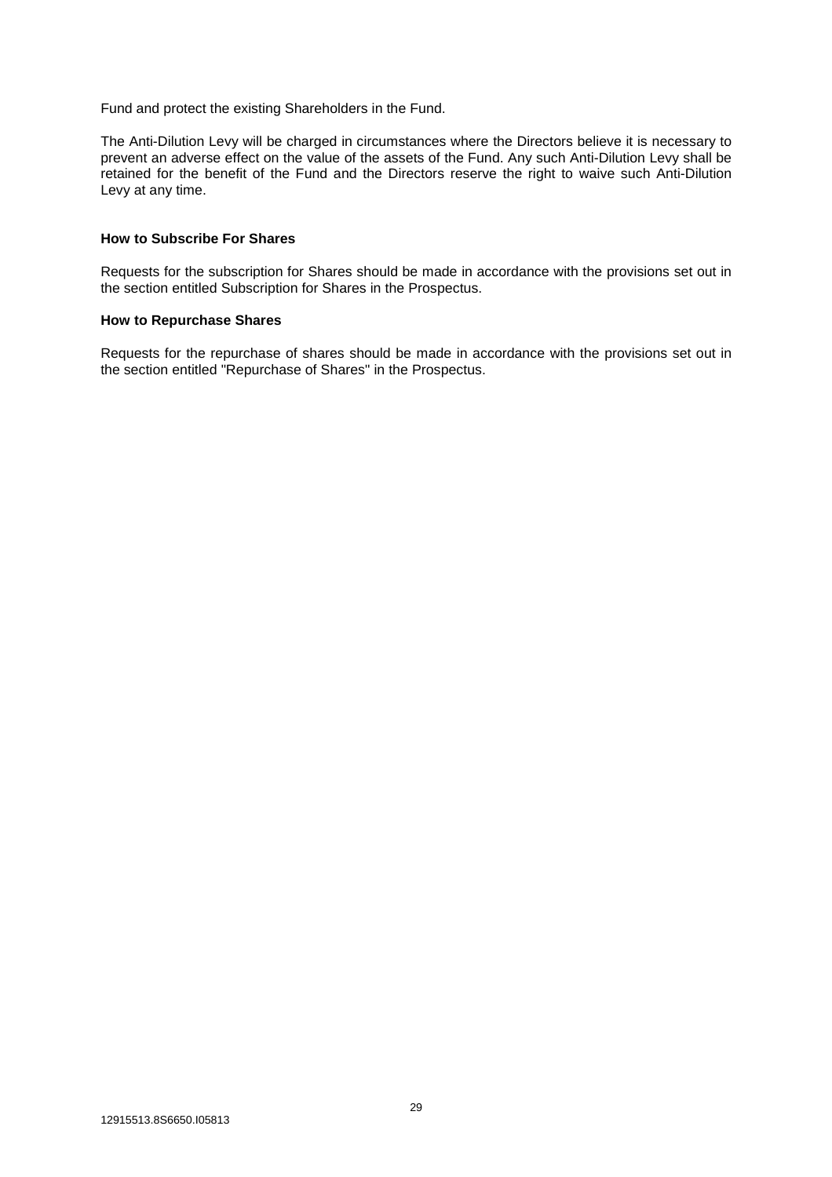Fund and protect the existing Shareholders in the Fund.

The Anti-Dilution Levy will be charged in circumstances where the Directors believe it is necessary to prevent an adverse effect on the value of the assets of the Fund. Any such Anti-Dilution Levy shall be retained for the benefit of the Fund and the Directors reserve the right to waive such Anti-Dilution Levy at any time.

**How to Subscribe For Shares**

Requests for the subscription for Shares should be made in accordance with the provisions set out in the section entitled Subscription for Shares in the Prospectus.

**How to Repurchase Shares**

Requests for the repurchase of shares should be made in accordance with the provisions set out in the section entitled "Repurchase of Shares" in the Prospectus.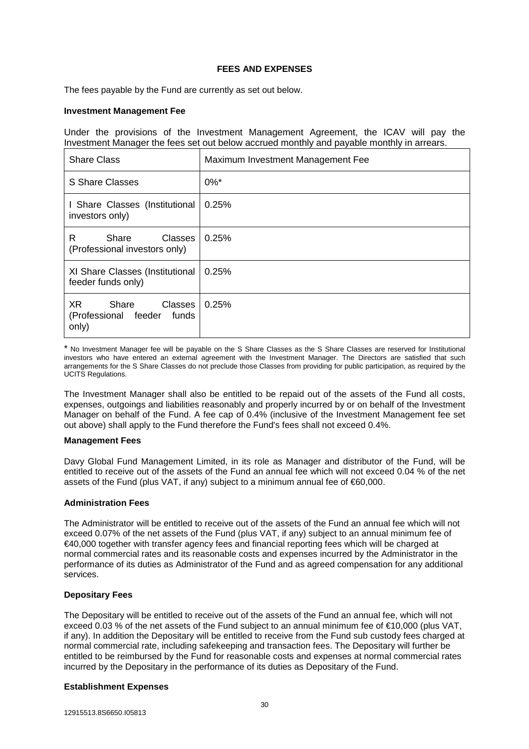## FEES AND EXPENSES

The fees payable by the Fund are currently as set out below.

**Investment Management Fee**

Under the provisions of the Investment Management Agreement, the ICAV will pay the Investment Manager the fees set out below accrued monthly and payable monthly in arrears.

| Share Class | Maximum Investment Management Fee |
|---|---|
| S Share Classes | 0%* |
| I Share Classes (Institutional investors only) | 0.25% |
| R Share Classes (Professional investors only) | 0.25% |
| XI Share Classes (Institutional feeder funds only) | 0.25% |
| XR Share Classes (Professional feeder funds only) | 0.25% |

\* No Investment Manager fee will be payable on the S Share Classes as the S Share Classes are reserved for Institutional investors who have entered an external agreement with the Investment Manager. The Directors are satisfied that such arrangements for the S Share Classes do not preclude those Classes from providing for public participation, as required by the UCITS Regulations.

The Investment Manager shall also be entitled to be repaid out of the assets of the Fund all costs, expenses, outgoings and liabilities reasonably and properly incurred by or on behalf of the Investment Manager on behalf of the Fund. A fee cap of 0.4% (inclusive of the Investment Management fee set out above) shall apply to the Fund therefore the Fund's fees shall not exceed 0.4%.

**Management Fees**

Davy Global Fund Management Limited, in its role as Manager and distributor of the Fund, will be entitled to receive out of the assets of the Fund an annual fee which will not exceed 0.04 % of the net assets of the Fund (plus VAT, if any) subject to a minimum annual fee of €60,000.

**Administration Fees**

The Administrator will be entitled to receive out of the assets of the Fund an annual fee which will not exceed 0.07% of the net assets of the Fund (plus VAT, if any) subject to an annual minimum fee of €40,000 together with transfer agency fees and financial reporting fees which will be charged at normal commercial rates and its reasonable costs and expenses incurred by the Administrator in the performance of its duties as Administrator of the Fund and as agreed compensation for any additional services.

**Depositary Fees**

The Depositary will be entitled to receive out of the assets of the Fund an annual fee, which will not exceed 0.03 % of the net assets of the Fund subject to an annual minimum fee of €10,000 (plus VAT, if any). In addition the Depositary will be entitled to receive from the Fund sub custody fees charged at normal commercial rate, including safekeeping and transaction fees. The Depositary will further be entitled to be reimbursed by the Fund for reasonable costs and expenses at normal commercial rates incurred by the Depositary in the performance of its duties as Depositary of the Fund.

**Establishment Expenses**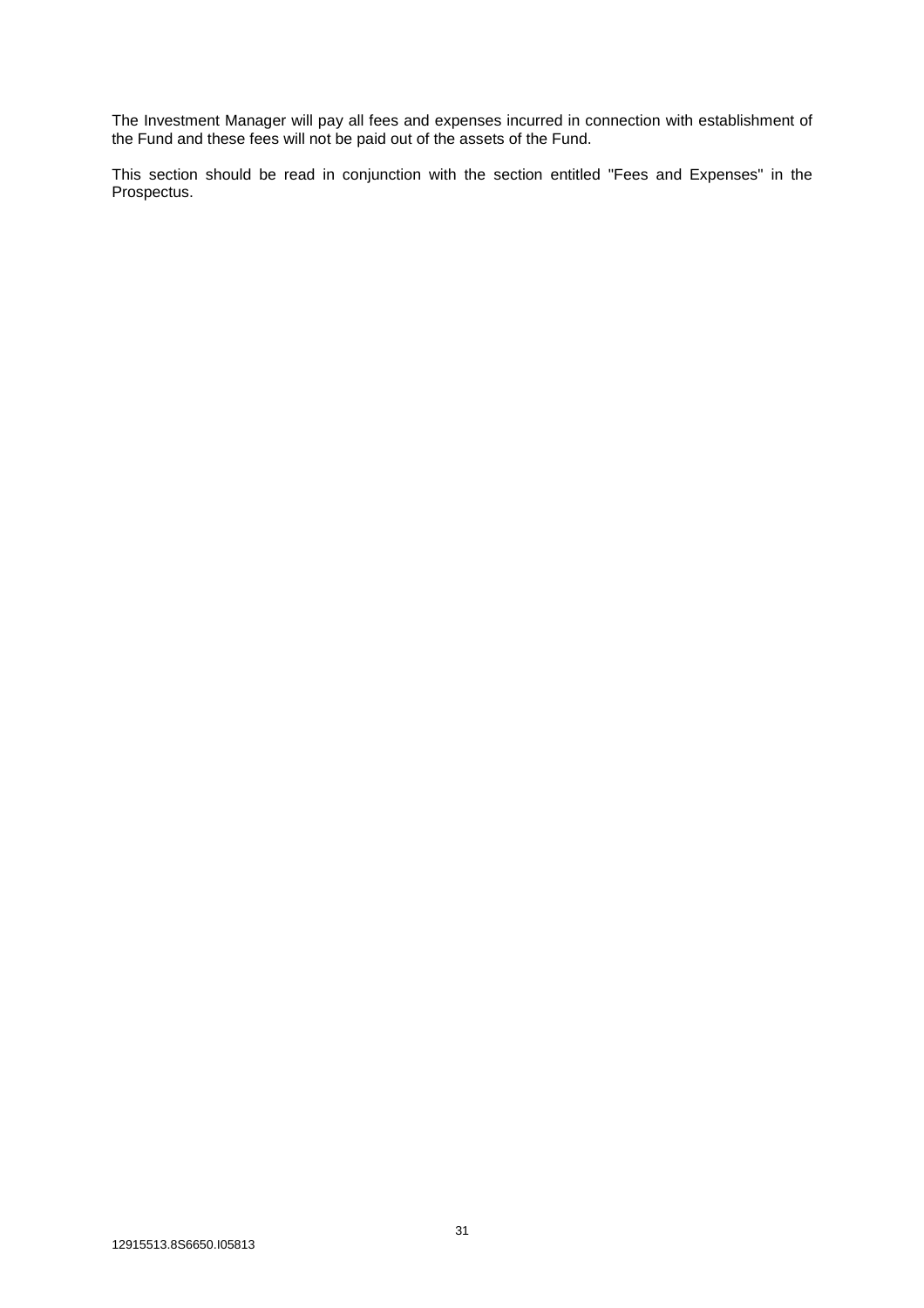The Investment Manager will pay all fees and expenses incurred in connection with establishment of the Fund and these fees will not be paid out of the assets of the Fund.

This section should be read in conjunction with the section entitled "Fees and Expenses" in the Prospectus.